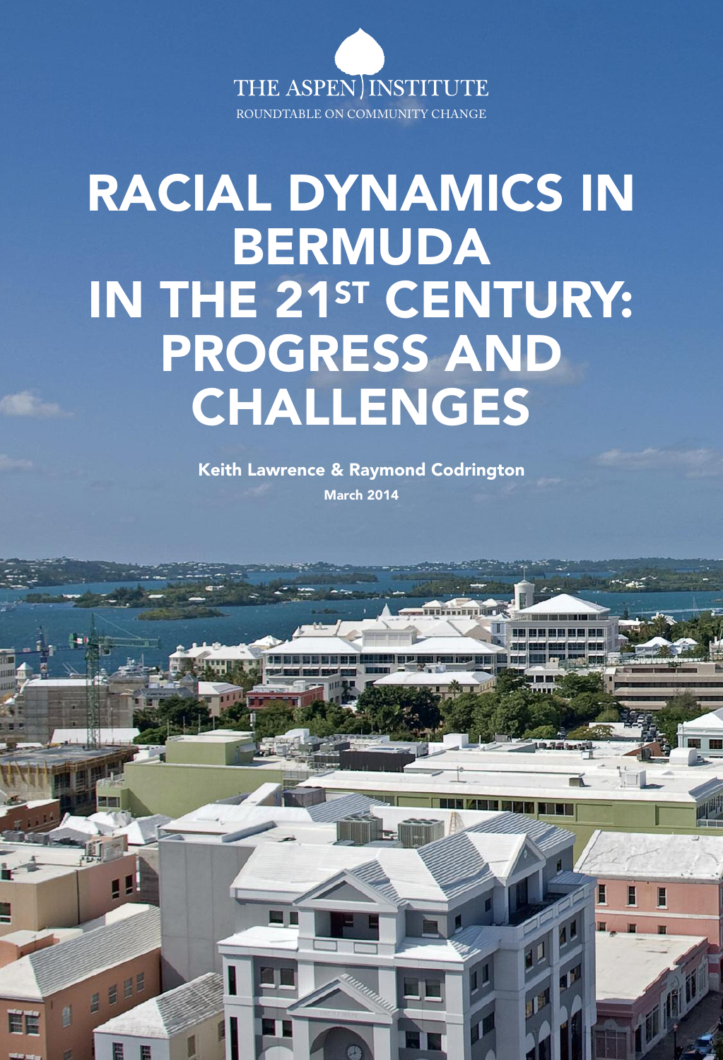THE ASPEN INSTITUTE

ROUNDTABLE ON COMMUNITY CHANGE

# RACIAL DYNAMICS IN BERMUDA IN THE 21ST CENTURY: PROGRESS AND CHALLENGES

**Keith Lawrence & Raymond Codrington**

**March 2014**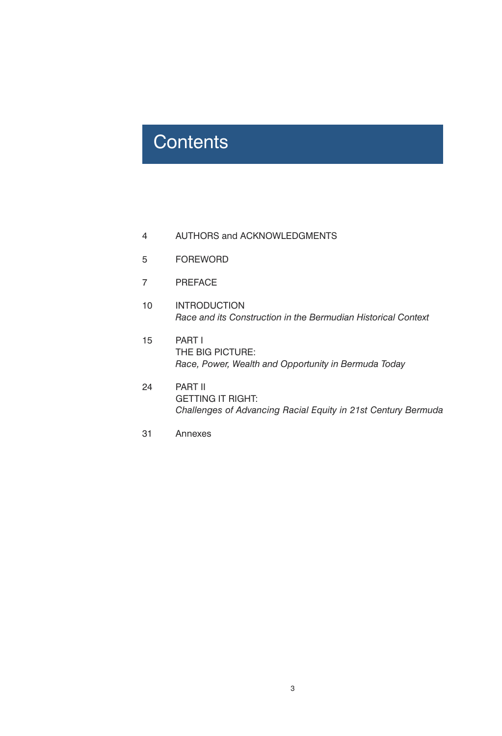# Contents

| | |
|---|---|
| 4 | AUTHORS and ACKNOWLEDGMENTS |
| 5 | FOREWORD |
| 7 | PREFACE |
| 10 | INTRODUCTION<br>*Race and its Construction in the Bermudian Historical Context* |
| 15 | PART I<br>THE BIG PICTURE:<br>*Race, Power, Wealth and Opportunity in Bermuda Today* |
| 24 | PART II<br>GETTING IT RIGHT:<br>*Challenges of Advancing Racial Equity in 21st Century Bermuda* |
| 31 | Annexes |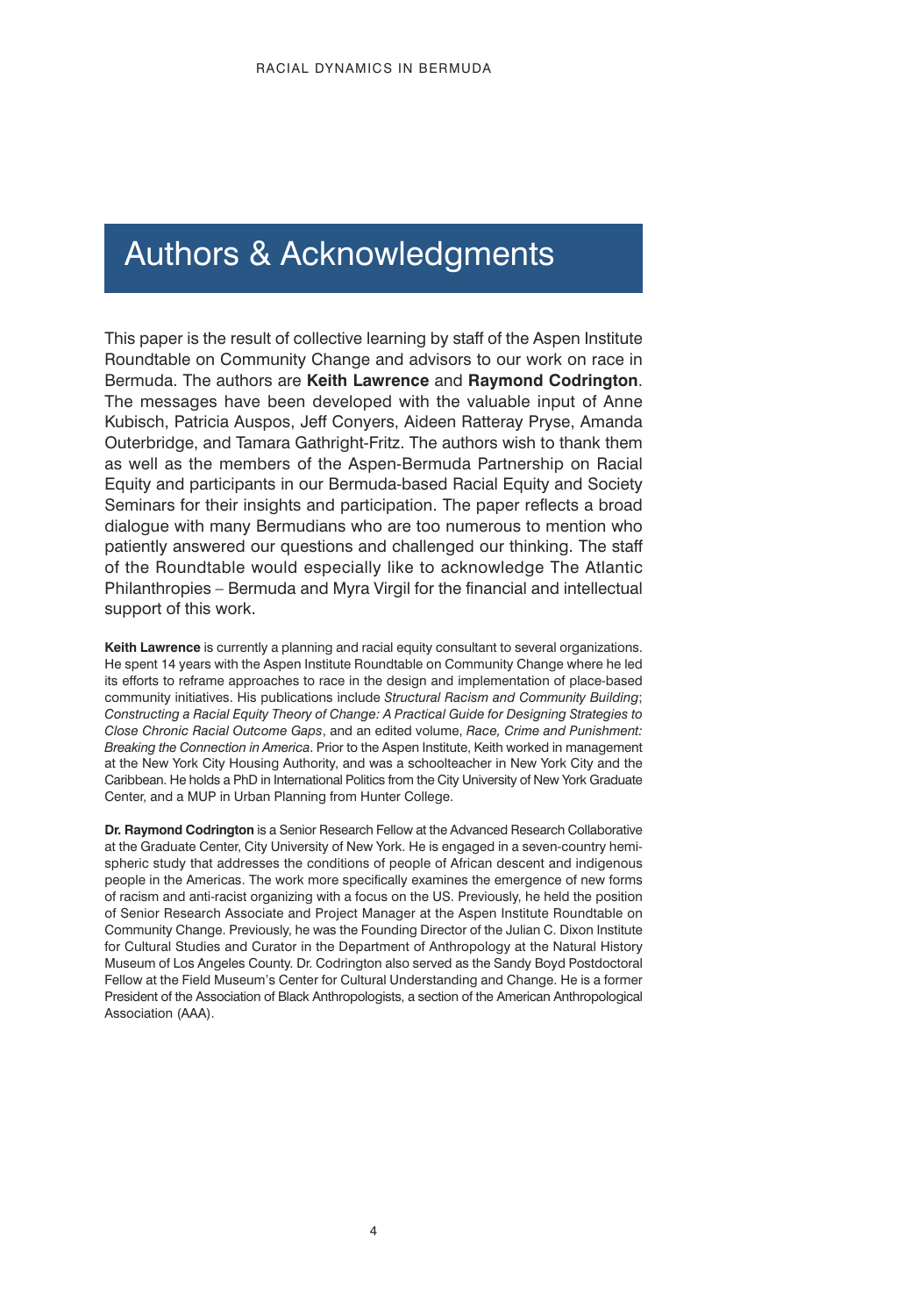# Authors & Acknowledgments

This paper is the result of collective learning by staff of the Aspen Institute Roundtable on Community Change and advisors to our work on race in Bermuda. The authors are **Keith Lawrence** and **Raymond Codrington**. The messages have been developed with the valuable input of Anne Kubisch, Patricia Auspos, Jeff Conyers, Aideen Ratteray Pryse, Amanda Outerbridge, and Tamara Gathright-Fritz. The authors wish to thank them as well as the members of the Aspen-Bermuda Partnership on Racial Equity and participants in our Bermuda-based Racial Equity and Society Seminars for their insights and participation. The paper reflects a broad dialogue with many Bermudians who are too numerous to mention who patiently answered our questions and challenged our thinking. The staff of the Roundtable would especially like to acknowledge The Atlantic Philanthropies – Bermuda and Myra Virgil for the financial and intellectual support of this work.

**Keith Lawrence** is currently a planning and racial equity consultant to several organizations. He spent 14 years with the Aspen Institute Roundtable on Community Change where he led its efforts to reframe approaches to race in the design and implementation of place-based community initiatives. His publications include *Structural Racism and Community Building*; *Constructing a Racial Equity Theory of Change: A Practical Guide for Designing Strategies to Close Chronic Racial Outcome Gaps*, and an edited volume, *Race, Crime and Punishment: Breaking the Connection in America*. Prior to the Aspen Institute, Keith worked in management at the New York City Housing Authority, and was a schoolteacher in New York City and the Caribbean. He holds a PhD in International Politics from the City University of New York Graduate Center, and a MUP in Urban Planning from Hunter College.

**Dr. Raymond Codrington** is a Senior Research Fellow at the Advanced Research Collaborative at the Graduate Center, City University of New York. He is engaged in a seven-country hemispheric study that addresses the conditions of people of African descent and indigenous people in the Americas. The work more specifically examines the emergence of new forms of racism and anti-racist organizing with a focus on the US. Previously, he held the position of Senior Research Associate and Project Manager at the Aspen Institute Roundtable on Community Change. Previously, he was the Founding Director of the Julian C. Dixon Institute for Cultural Studies and Curator in the Department of Anthropology at the Natural History Museum of Los Angeles County. Dr. Codrington also served as the Sandy Boyd Postdoctoral Fellow at the Field Museum's Center for Cultural Understanding and Change. He is a former President of the Association of Black Anthropologists, a section of the American Anthropological Association (AAA).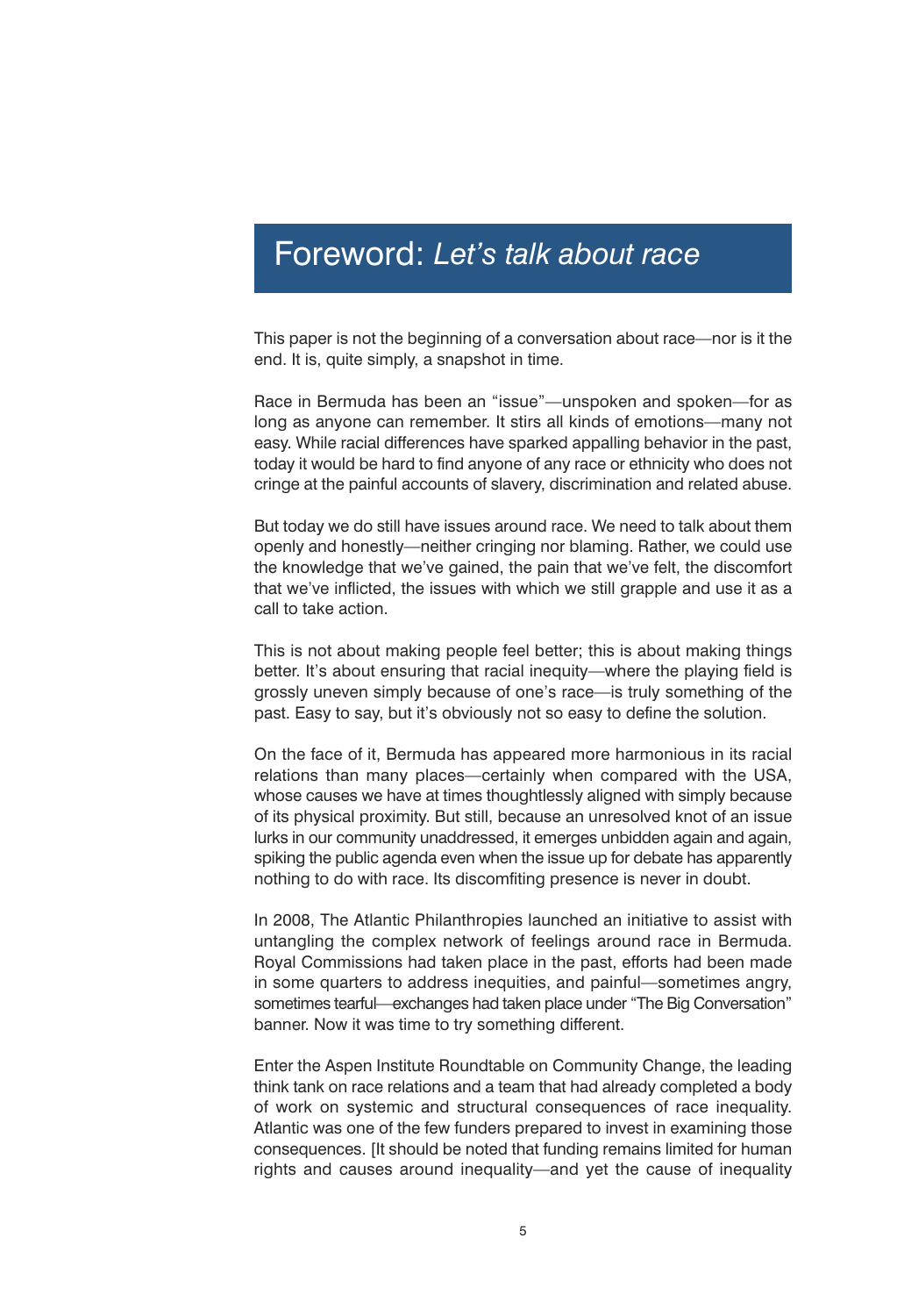# Foreword: *Let's talk about race*

This paper is not the beginning of a conversation about race—nor is it the end. It is, quite simply, a snapshot in time.

Race in Bermuda has been an "issue"—unspoken and spoken—for as long as anyone can remember. It stirs all kinds of emotions—many not easy. While racial differences have sparked appalling behavior in the past, today it would be hard to find anyone of any race or ethnicity who does not cringe at the painful accounts of slavery, discrimination and related abuse.

But today we do still have issues around race. We need to talk about them openly and honestly—neither cringing nor blaming. Rather, we could use the knowledge that we've gained, the pain that we've felt, the discomfort that we've inflicted, the issues with which we still grapple and use it as a call to take action.

This is not about making people feel better; this is about making things better. It's about ensuring that racial inequity—where the playing field is grossly uneven simply because of one's race—is truly something of the past. Easy to say, but it's obviously not so easy to define the solution.

On the face of it, Bermuda has appeared more harmonious in its racial relations than many places—certainly when compared with the USA, whose causes we have at times thoughtlessly aligned with simply because of its physical proximity. But still, because an unresolved knot of an issue lurks in our community unaddressed, it emerges unbidden again and again, spiking the public agenda even when the issue up for debate has apparently nothing to do with race. Its discomfiting presence is never in doubt.

In 2008, The Atlantic Philanthropies launched an initiative to assist with untangling the complex network of feelings around race in Bermuda. Royal Commissions had taken place in the past, efforts had been made in some quarters to address inequities, and painful—sometimes angry, sometimes tearful—exchanges had taken place under "The Big Conversation" banner. Now it was time to try something different.

Enter the Aspen Institute Roundtable on Community Change, the leading think tank on race relations and a team that had already completed a body of work on systemic and structural consequences of race inequality. Atlantic was one of the few funders prepared to invest in examining those consequences. [It should be noted that funding remains limited for human rights and causes around inequality—and yet the cause of inequality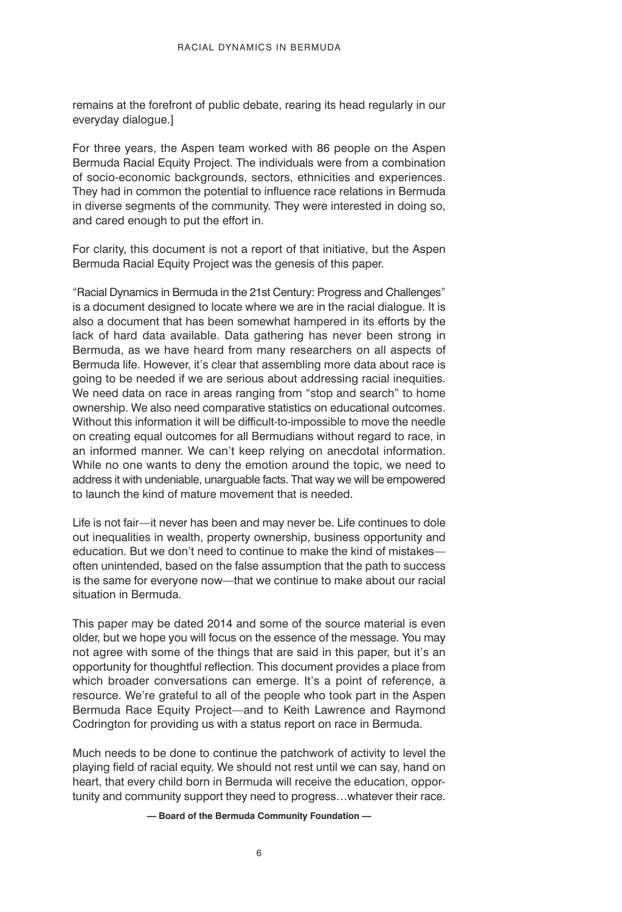remains at the forefront of public debate, rearing its head regularly in our everyday dialogue.]

For three years, the Aspen team worked with 86 people on the Aspen Bermuda Racial Equity Project. The individuals were from a combination of socio-economic backgrounds, sectors, ethnicities and experiences. They had in common the potential to influence race relations in Bermuda in diverse segments of the community. They were interested in doing so, and cared enough to put the effort in.

For clarity, this document is not a report of that initiative, but the Aspen Bermuda Racial Equity Project was the genesis of this paper.

"Racial Dynamics in Bermuda in the 21st Century: Progress and Challenges" is a document designed to locate where we are in the racial dialogue. It is also a document that has been somewhat hampered in its efforts by the lack of hard data available. Data gathering has never been strong in Bermuda, as we have heard from many researchers on all aspects of Bermuda life. However, it's clear that assembling more data about race is going to be needed if we are serious about addressing racial inequities. We need data on race in areas ranging from "stop and search" to home ownership. We also need comparative statistics on educational outcomes. Without this information it will be difficult-to-impossible to move the needle on creating equal outcomes for all Bermudians without regard to race, in an informed manner. We can't keep relying on anecdotal information. While no one wants to deny the emotion around the topic, we need to address it with undeniable, unarguable facts. That way we will be empowered to launch the kind of mature movement that is needed.

Life is not fair—it never has been and may never be. Life continues to dole out inequalities in wealth, property ownership, business opportunity and education. But we don't need to continue to make the kind of mistakes—often unintended, based on the false assumption that the path to success is the same for everyone now—that we continue to make about our racial situation in Bermuda.

This paper may be dated 2014 and some of the source material is even older, but we hope you will focus on the essence of the message. You may not agree with some of the things that are said in this paper, but it's an opportunity for thoughtful reflection. This document provides a place from which broader conversations can emerge. It's a point of reference, a resource. We're grateful to all of the people who took part in the Aspen Bermuda Race Equity Project—and to Keith Lawrence and Raymond Codrington for providing us with a status report on race in Bermuda.

Much needs to be done to continue the patchwork of activity to level the playing field of racial equity. We should not rest until we can say, hand on heart, that every child born in Bermuda will receive the education, opportunity and community support they need to progress…whatever their race.

**— Board of the Bermuda Community Foundation —**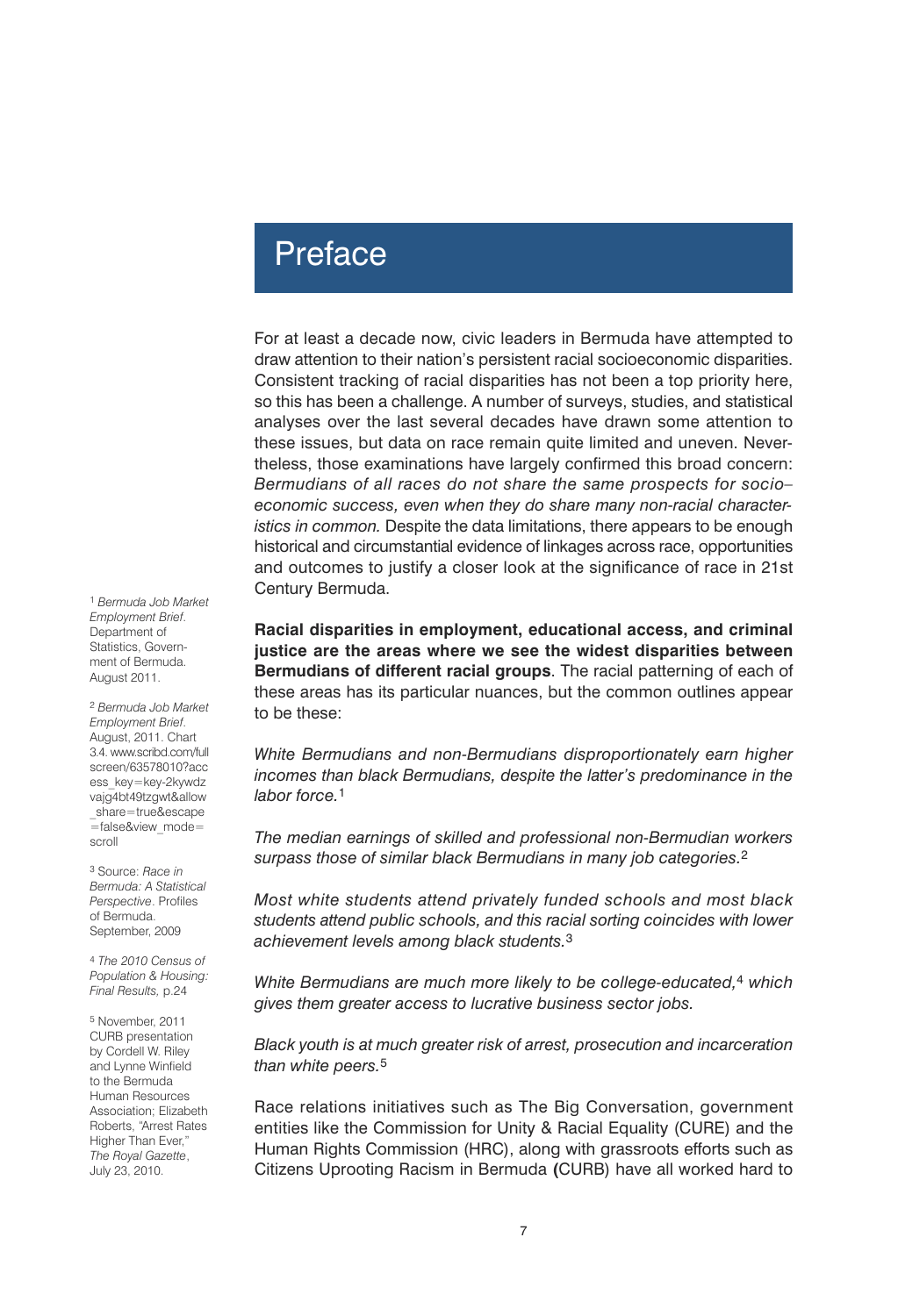# Preface

For at least a decade now, civic leaders in Bermuda have attempted to draw attention to their nation's persistent racial socioeconomic disparities. Consistent tracking of racial disparities has not been a top priority here, so this has been a challenge. A number of surveys, studies, and statistical analyses over the last several decades have drawn some attention to these issues, but data on race remain quite limited and uneven. Nevertheless, those examinations have largely confirmed this broad concern: *Bermudians of all races do not share the same prospects for socio–economic success, even when they do share many non-racial characteristics in common.* Despite the data limitations, there appears to be enough historical and circumstantial evidence of linkages across race, opportunities and outcomes to justify a closer look at the significance of race in 21st Century Bermuda.

**Racial disparities in employment, educational access, and criminal justice are the areas where we see the widest disparities between Bermudians of different racial groups**. The racial patterning of each of these areas has its particular nuances, but the common outlines appear to be these:

*White Bermudians and non-Bermudians disproportionately earn higher incomes than black Bermudians, despite the latter's predominance in the labor force.*[1]

*The median earnings of skilled and professional non-Bermudian workers surpass those of similar black Bermudians in many job categories.*[2]

*Most white students attend privately funded schools and most black students attend public schools, and this racial sorting coincides with lower achievement levels among black students.*[3]

*White Bermudians are much more likely to be college-educated,*[4] *which gives them greater access to lucrative business sector jobs.*

*Black youth is at much greater risk of arrest, prosecution and incarceration than white peers.*[5]

Race relations initiatives such as The Big Conversation, government entities like the Commission for Unity & Racial Equality (CURE) and the Human Rights Commission (HRC), along with grassroots efforts such as Citizens Uprooting Racism in Bermuda **(**CURB) have all worked hard to

---

[1] *Bermuda Job Market Employment Brief*. Department of Statistics, Government of Bermuda. August 2011.

[2] *Bermuda Job Market Employment Brief*. August, 2011. Chart 3.4. www.scribd.com/fullscreen/63578010?access_key=key-2kywdzvajg4bt49tzgwt&allow_share=true&escape=false&view_mode=scroll

[3] Source: *Race in Bermuda: A Statistical Perspective*. Profiles of Bermuda. September, 2009

[4] *The 2010 Census of Population & Housing: Final Results,* p.24

[5] November, 2011 CURB presentation by Cordell W. Riley and Lynne Winfield to the Bermuda Human Resources Association; Elizabeth Roberts, "Arrest Rates Higher Than Ever," *The Royal Gazette*, July 23, 2010.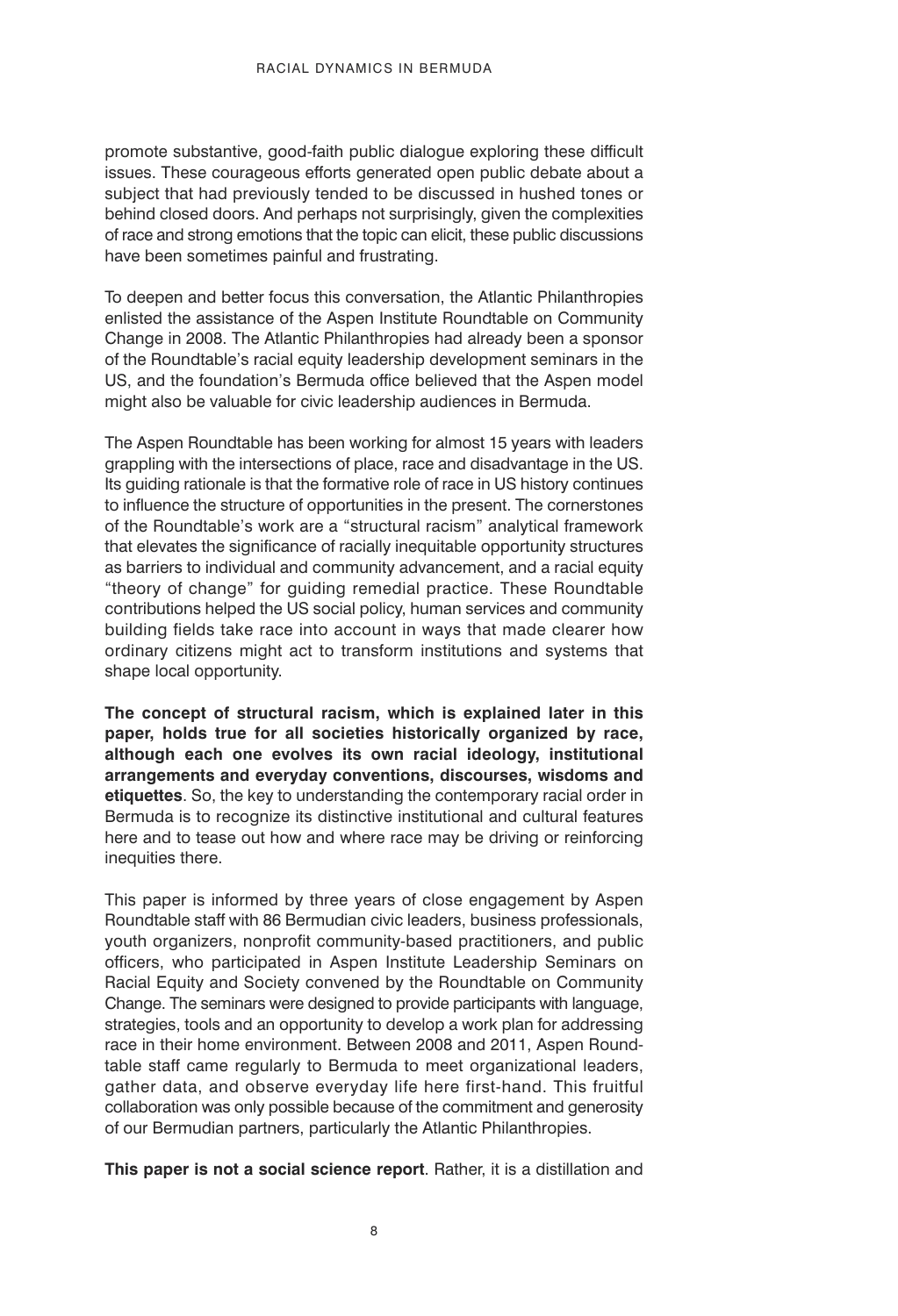promote substantive, good-faith public dialogue exploring these difficult issues. These courageous efforts generated open public debate about a subject that had previously tended to be discussed in hushed tones or behind closed doors. And perhaps not surprisingly, given the complexities of race and strong emotions that the topic can elicit, these public discussions have been sometimes painful and frustrating.

To deepen and better focus this conversation, the Atlantic Philanthropies enlisted the assistance of the Aspen Institute Roundtable on Community Change in 2008. The Atlantic Philanthropies had already been a sponsor of the Roundtable's racial equity leadership development seminars in the US, and the foundation's Bermuda office believed that the Aspen model might also be valuable for civic leadership audiences in Bermuda.

The Aspen Roundtable has been working for almost 15 years with leaders grappling with the intersections of place, race and disadvantage in the US. Its guiding rationale is that the formative role of race in US history continues to influence the structure of opportunities in the present. The cornerstones of the Roundtable's work are a "structural racism" analytical framework that elevates the significance of racially inequitable opportunity structures as barriers to individual and community advancement, and a racial equity "theory of change" for guiding remedial practice. These Roundtable contributions helped the US social policy, human services and community building fields take race into account in ways that made clearer how ordinary citizens might act to transform institutions and systems that shape local opportunity.

**The concept of structural racism, which is explained later in this paper, holds true for all societies historically organized by race, although each one evolves its own racial ideology, institutional arrangements and everyday conventions, discourses, wisdoms and etiquettes**. So, the key to understanding the contemporary racial order in Bermuda is to recognize its distinctive institutional and cultural features here and to tease out how and where race may be driving or reinforcing inequities there.

This paper is informed by three years of close engagement by Aspen Roundtable staff with 86 Bermudian civic leaders, business professionals, youth organizers, nonprofit community-based practitioners, and public officers, who participated in Aspen Institute Leadership Seminars on Racial Equity and Society convened by the Roundtable on Community Change. The seminars were designed to provide participants with language, strategies, tools and an opportunity to develop a work plan for addressing race in their home environment. Between 2008 and 2011, Aspen Roundtable staff came regularly to Bermuda to meet organizational leaders, gather data, and observe everyday life here first-hand. This fruitful collaboration was only possible because of the commitment and generosity of our Bermudian partners, particularly the Atlantic Philanthropies.

**This paper is not a social science report**. Rather, it is a distillation and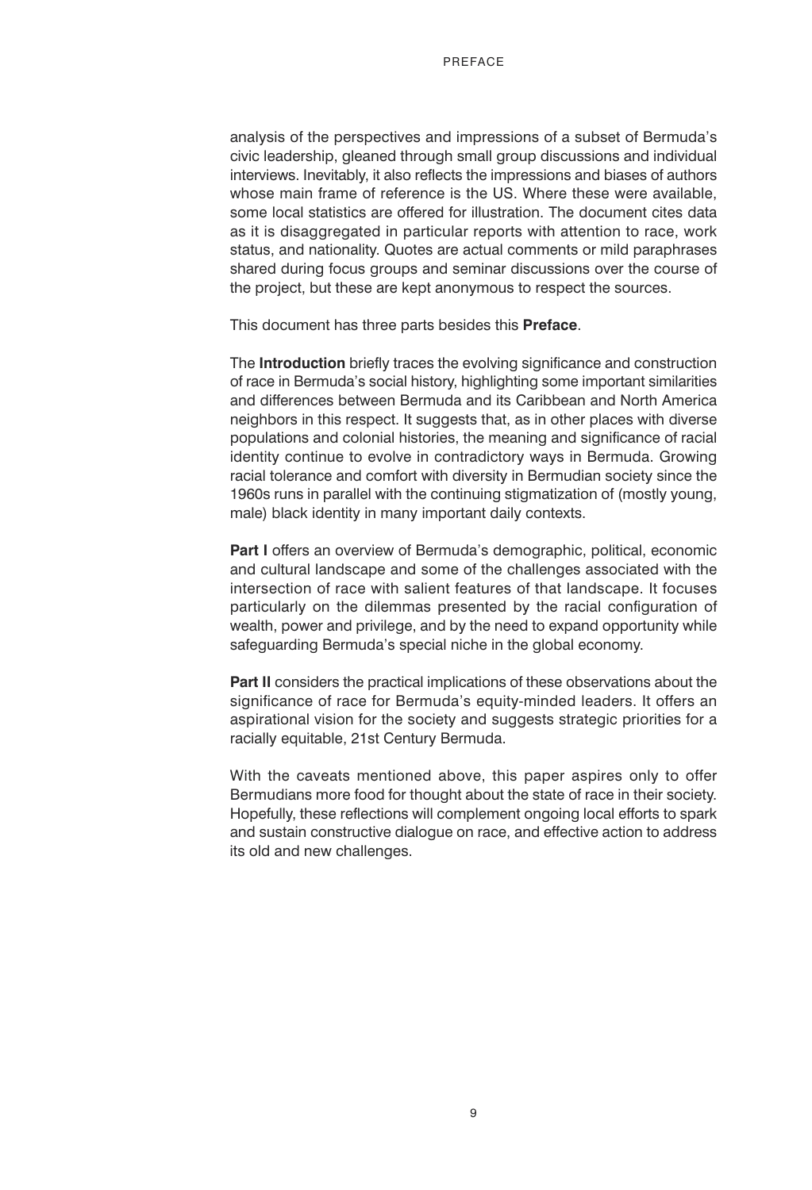analysis of the perspectives and impressions of a subset of Bermuda's civic leadership, gleaned through small group discussions and individual interviews. Inevitably, it also reflects the impressions and biases of authors whose main frame of reference is the US. Where these were available, some local statistics are offered for illustration. The document cites data as it is disaggregated in particular reports with attention to race, work status, and nationality. Quotes are actual comments or mild paraphrases shared during focus groups and seminar discussions over the course of the project, but these are kept anonymous to respect the sources.

This document has three parts besides this **Preface**.

The **Introduction** briefly traces the evolving significance and construction of race in Bermuda's social history, highlighting some important similarities and differences between Bermuda and its Caribbean and North America neighbors in this respect. It suggests that, as in other places with diverse populations and colonial histories, the meaning and significance of racial identity continue to evolve in contradictory ways in Bermuda. Growing racial tolerance and comfort with diversity in Bermudian society since the 1960s runs in parallel with the continuing stigmatization of (mostly young, male) black identity in many important daily contexts.

**Part I** offers an overview of Bermuda's demographic, political, economic and cultural landscape and some of the challenges associated with the intersection of race with salient features of that landscape. It focuses particularly on the dilemmas presented by the racial configuration of wealth, power and privilege, and by the need to expand opportunity while safeguarding Bermuda's special niche in the global economy.

**Part II** considers the practical implications of these observations about the significance of race for Bermuda's equity-minded leaders. It offers an aspirational vision for the society and suggests strategic priorities for a racially equitable, 21st Century Bermuda.

With the caveats mentioned above, this paper aspires only to offer Bermudians more food for thought about the state of race in their society. Hopefully, these reflections will complement ongoing local efforts to spark and sustain constructive dialogue on race, and effective action to address its old and new challenges.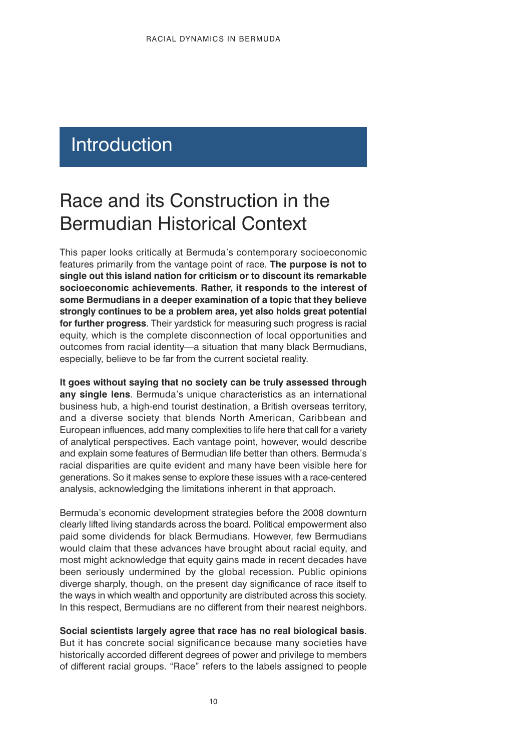# Introduction

## Race and its Construction in the Bermudian Historical Context

This paper looks critically at Bermuda's contemporary socioeconomic features primarily from the vantage point of race. **The purpose is not to single out this island nation for criticism or to discount its remarkable socioeconomic achievements**. **Rather, it responds to the interest of some Bermudians in a deeper examination of a topic that they believe strongly continues to be a problem area, yet also holds great potential for further progress**. Their yardstick for measuring such progress is racial equity, which is the complete disconnection of local opportunities and outcomes from racial identity—a situation that many black Bermudians, especially, believe to be far from the current societal reality.

**It goes without saying that no society can be truly assessed through any single lens**. Bermuda's unique characteristics as an international business hub, a high-end tourist destination, a British overseas territory, and a diverse society that blends North American, Caribbean and European influences, add many complexities to life here that call for a variety of analytical perspectives. Each vantage point, however, would describe and explain some features of Bermudian life better than others. Bermuda's racial disparities are quite evident and many have been visible here for generations. So it makes sense to explore these issues with a race-centered analysis, acknowledging the limitations inherent in that approach.

Bermuda's economic development strategies before the 2008 downturn clearly lifted living standards across the board. Political empowerment also paid some dividends for black Bermudians. However, few Bermudians would claim that these advances have brought about racial equity, and most might acknowledge that equity gains made in recent decades have been seriously undermined by the global recession. Public opinions diverge sharply, though, on the present day significance of race itself to the ways in which wealth and opportunity are distributed across this society. In this respect, Bermudians are no different from their nearest neighbors.

**Social scientists largely agree that race has no real biological basis**. But it has concrete social significance because many societies have historically accorded different degrees of power and privilege to members of different racial groups. "Race" refers to the labels assigned to people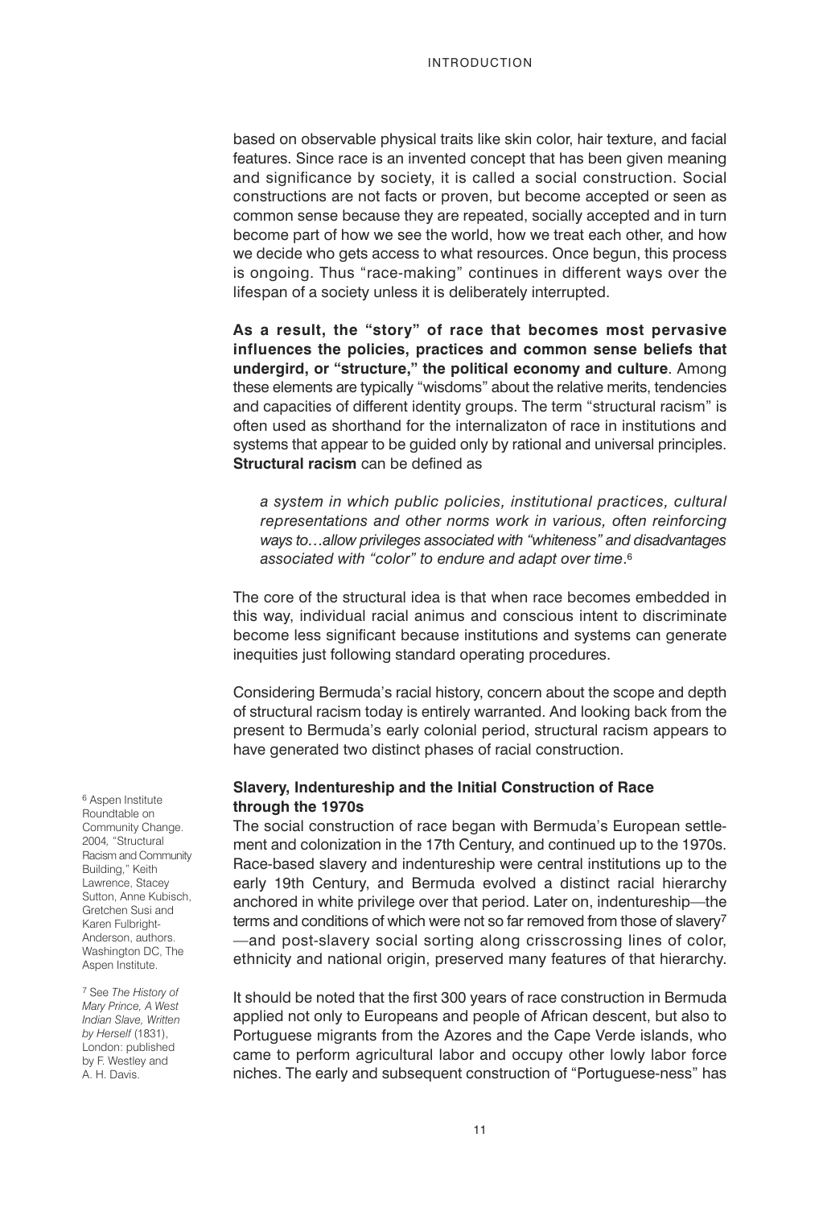based on observable physical traits like skin color, hair texture, and facial features. Since race is an invented concept that has been given meaning and significance by society, it is called a social construction. Social constructions are not facts or proven, but become accepted or seen as common sense because they are repeated, socially accepted and in turn become part of how we see the world, how we treat each other, and how we decide who gets access to what resources. Once begun, this process is ongoing. Thus "race-making" continues in different ways over the lifespan of a society unless it is deliberately interrupted.

**As a result, the "story" of race that becomes most pervasive influences the policies, practices and common sense beliefs that undergird, or "structure," the political economy and culture**. Among these elements are typically "wisdoms" about the relative merits, tendencies and capacities of different identity groups. The term "structural racism" is often used as shorthand for the internalizaton of race in institutions and systems that appear to be guided only by rational and universal principles. **Structural racism** can be defined as

> *a system in which public policies, institutional practices, cultural representations and other norms work in various, often reinforcing ways to…allow privileges associated with "whiteness" and disadvantages associated with "color" to endure and adapt over time*.[6]

The core of the structural idea is that when race becomes embedded in this way, individual racial animus and conscious intent to discriminate become less significant because institutions and systems can generate inequities just following standard operating procedures.

Considering Bermuda's racial history, concern about the scope and depth of structural racism today is entirely warranted. And looking back from the present to Bermuda's early colonial period, structural racism appears to have generated two distinct phases of racial construction.

### Slavery, Indentureship and the Initial Construction of Race through the 1970s

The social construction of race began with Bermuda's European settlement and colonization in the 17th Century, and continued up to the 1970s. Race-based slavery and indentureship were central institutions up to the early 19th Century, and Bermuda evolved a distinct racial hierarchy anchored in white privilege over that period. Later on, indentureship—the terms and conditions of which were not so far removed from those of slavery[7]—and post-slavery social sorting along crisscrossing lines of color, ethnicity and national origin, preserved many features of that hierarchy.

It should be noted that the first 300 years of race construction in Bermuda applied not only to Europeans and people of African descent, but also to Portuguese migrants from the Azores and the Cape Verde islands, who came to perform agricultural labor and occupy other lowly labor force niches. The early and subsequent construction of "Portuguese-ness" has

[6] Aspen Institute Roundtable on Community Change. 2004, "Structural Racism and Community Building," Keith Lawrence, Stacey Sutton, Anne Kubisch, Gretchen Susi and Karen Fulbright-Anderson, authors. Washington DC, The Aspen Institute.

[7] See *The History of Mary Prince, A West Indian Slave, Written by Herself* (1831), London: published by F. Westley and A. H. Davis.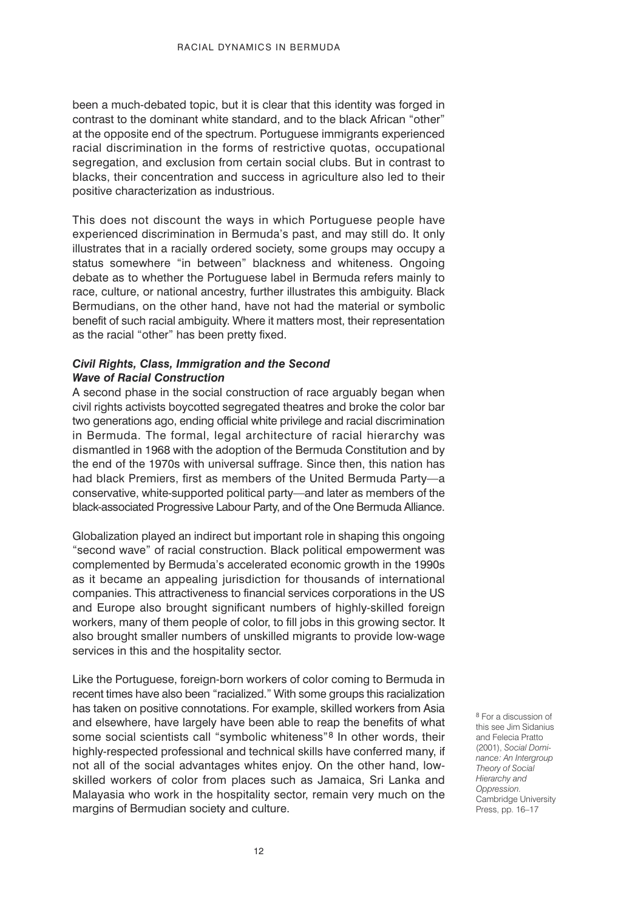been a much-debated topic, but it is clear that this identity was forged in contrast to the dominant white standard, and to the black African "other" at the opposite end of the spectrum. Portuguese immigrants experienced racial discrimination in the forms of restrictive quotas, occupational segregation, and exclusion from certain social clubs. But in contrast to blacks, their concentration and success in agriculture also led to their positive characterization as industrious.

This does not discount the ways in which Portuguese people have experienced discrimination in Bermuda's past, and may still do. It only illustrates that in a racially ordered society, some groups may occupy a status somewhere "in between" blackness and whiteness. Ongoing debate as to whether the Portuguese label in Bermuda refers mainly to race, culture, or national ancestry, further illustrates this ambiguity. Black Bermudians, on the other hand, have not had the material or symbolic benefit of such racial ambiguity. Where it matters most, their representation as the racial "other" has been pretty fixed.

### *Civil Rights, Class, Immigration and the Second Wave of Racial Construction*

A second phase in the social construction of race arguably began when civil rights activists boycotted segregated theatres and broke the color bar two generations ago, ending official white privilege and racial discrimination in Bermuda. The formal, legal architecture of racial hierarchy was dismantled in 1968 with the adoption of the Bermuda Constitution and by the end of the 1970s with universal suffrage. Since then, this nation has had black Premiers, first as members of the United Bermuda Party—a conservative, white-supported political party—and later as members of the black-associated Progressive Labour Party, and of the One Bermuda Alliance.

Globalization played an indirect but important role in shaping this ongoing "second wave" of racial construction. Black political empowerment was complemented by Bermuda's accelerated economic growth in the 1990s as it became an appealing jurisdiction for thousands of international companies. This attractiveness to financial services corporations in the US and Europe also brought significant numbers of highly-skilled foreign workers, many of them people of color, to fill jobs in this growing sector. It also brought smaller numbers of unskilled migrants to provide low-wage services in this and the hospitality sector.

Like the Portuguese, foreign-born workers of color coming to Bermuda in recent times have also been "racialized." With some groups this racialization has taken on positive connotations. For example, skilled workers from Asia and elsewhere, have largely have been able to reap the benefits of what some social scientists call "symbolic whiteness"[8] In other words, their highly-respected professional and technical skills have conferred many, if not all of the social advantages whites enjoy. On the other hand, low-skilled workers of color from places such as Jamaica, Sri Lanka and Malayasia who work in the hospitality sector, remain very much on the margins of Bermudian society and culture.

[8] For a discussion of this see Jim Sidanius and Felecia Pratto (2001), *Social Dominance: An Intergroup Theory of Social Hierarchy and Oppression*. Cambridge University Press, pp. 16–17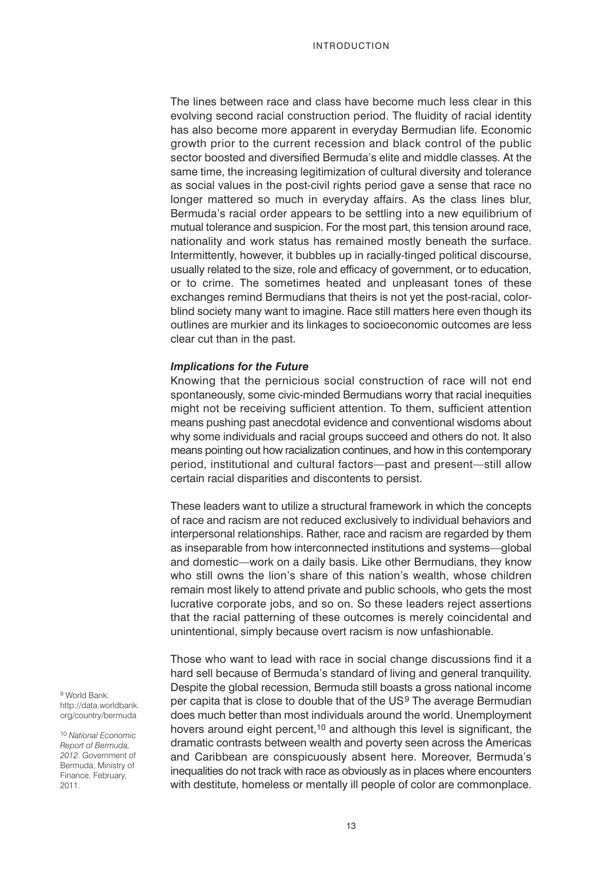The lines between race and class have become much less clear in this evolving second racial construction period. The fluidity of racial identity has also become more apparent in everyday Bermudian life. Economic growth prior to the current recession and black control of the public sector boosted and diversified Bermuda's elite and middle classes. At the same time, the increasing legitimization of cultural diversity and tolerance as social values in the post-civil rights period gave a sense that race no longer mattered so much in everyday affairs. As the class lines blur, Bermuda's racial order appears to be settling into a new equilibrium of mutual tolerance and suspicion. For the most part, this tension around race, nationality and work status has remained mostly beneath the surface. Intermittently, however, it bubbles up in racially-tinged political discourse, usually related to the size, role and efficacy of government, or to education, or to crime. The sometimes heated and unpleasant tones of these exchanges remind Bermudians that theirs is not yet the post-racial, color-blind society many want to imagine. Race still matters here even though its outlines are murkier and its linkages to socioeconomic outcomes are less clear cut than in the past.

### *Implications for the Future*

Knowing that the pernicious social construction of race will not end spontaneously, some civic-minded Bermudians worry that racial inequities might not be receiving sufficient attention. To them, sufficient attention means pushing past anecdotal evidence and conventional wisdoms about why some individuals and racial groups succeed and others do not. It also means pointing out how racialization continues, and how in this contemporary period, institutional and cultural factors—past and present—still allow certain racial disparities and discontents to persist.

These leaders want to utilize a structural framework in which the concepts of race and racism are not reduced exclusively to individual behaviors and interpersonal relationships. Rather, race and racism are regarded by them as inseparable from how interconnected institutions and systems—global and domestic—work on a daily basis. Like other Bermudians, they know who still owns the lion's share of this nation's wealth, whose children remain most likely to attend private and public schools, who gets the most lucrative corporate jobs, and so on. So these leaders reject assertions that the racial patterning of these outcomes is merely coincidental and unintentional, simply because overt racism is now unfashionable.

Those who want to lead with race in social change discussions find it a hard sell because of Bermuda's standard of living and general tranquility. Despite the global recession, Bermuda still boasts a gross national income per capita that is close to double that of the US[9] The average Bermudian does much better than most individuals around the world. Unemployment hovers around eight percent,[10] and although this level is significant, the dramatic contrasts between wealth and poverty seen across the Americas and Caribbean are conspicuously absent here. Moreover, Bermuda's inequalities do not track with race as obviously as in places where encounters with destitute, homeless or mentally ill people of color are commonplace.

[9] World Bank: http://data.worldbank.org/country/bermuda

[10] *National Economic Report of Bermuda, 2012*. Government of Bermuda, Ministry of Finance, February, 2011.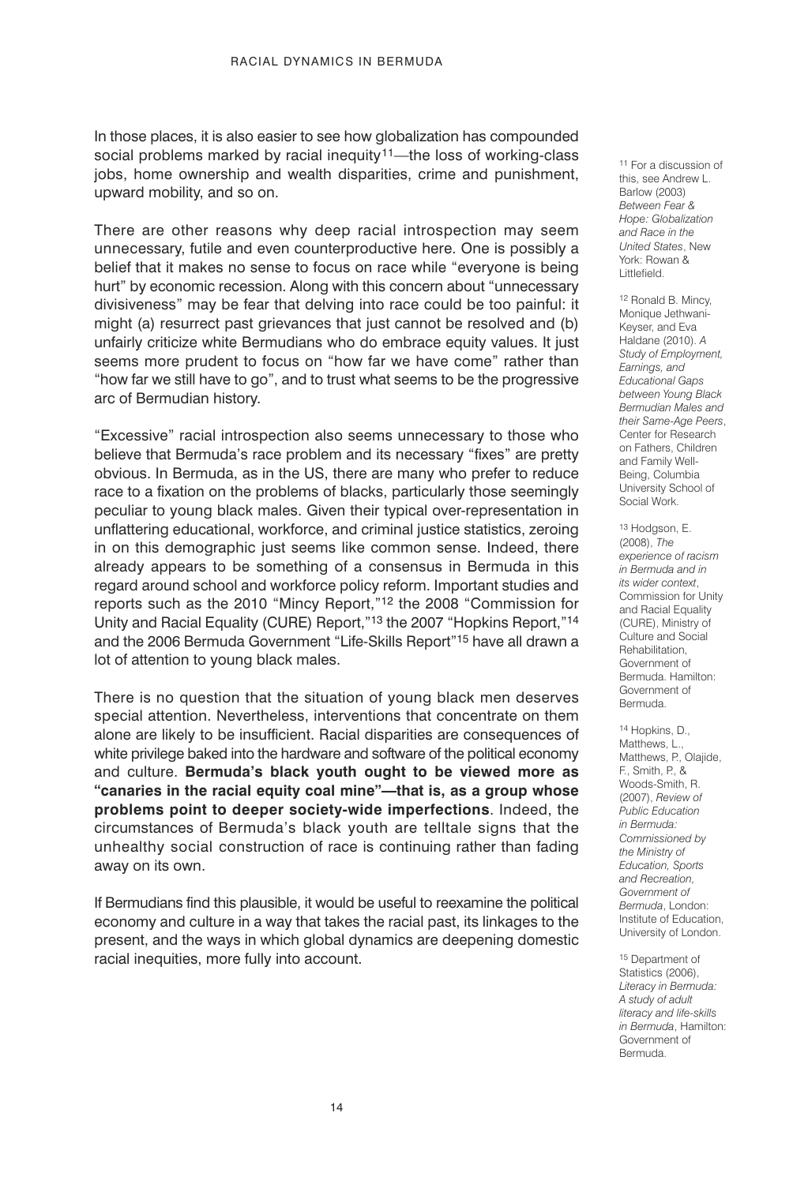In those places, it is also easier to see how globalization has compounded social problems marked by racial inequity[11]—the loss of working-class jobs, home ownership and wealth disparities, crime and punishment, upward mobility, and so on.

There are other reasons why deep racial introspection may seem unnecessary, futile and even counterproductive here. One is possibly a belief that it makes no sense to focus on race while "everyone is being hurt" by economic recession. Along with this concern about "unnecessary divisiveness" may be fear that delving into race could be too painful: it might (a) resurrect past grievances that just cannot be resolved and (b) unfairly criticize white Bermudians who do embrace equity values. It just seems more prudent to focus on "how far we have come" rather than "how far we still have to go", and to trust what seems to be the progressive arc of Bermudian history.

"Excessive" racial introspection also seems unnecessary to those who believe that Bermuda's race problem and its necessary "fixes" are pretty obvious. In Bermuda, as in the US, there are many who prefer to reduce race to a fixation on the problems of blacks, particularly those seemingly peculiar to young black males. Given their typical over-representation in unflattering educational, workforce, and criminal justice statistics, zeroing in on this demographic just seems like common sense. Indeed, there already appears to be something of a consensus in Bermuda in this regard around school and workforce policy reform. Important studies and reports such as the 2010 "Mincy Report,"[12] the 2008 "Commission for Unity and Racial Equality (CURE) Report,"[13] the 2007 "Hopkins Report,"[14] and the 2006 Bermuda Government "Life-Skills Report"[15] have all drawn a lot of attention to young black males.

There is no question that the situation of young black men deserves special attention. Nevertheless, interventions that concentrate on them alone are likely to be insufficient. Racial disparities are consequences of white privilege baked into the hardware and software of the political economy and culture. **Bermuda's black youth ought to be viewed more as "canaries in the racial equity coal mine"—that is, as a group whose problems point to deeper society-wide imperfections**. Indeed, the circumstances of Bermuda's black youth are telltale signs that the unhealthy social construction of race is continuing rather than fading away on its own.

If Bermudians find this plausible, it would be useful to reexamine the political economy and culture in a way that takes the racial past, its linkages to the present, and the ways in which global dynamics are deepening domestic racial inequities, more fully into account.

---

[11] For a discussion of this, see Andrew L. Barlow (2003) *Between Fear & Hope: Globalization and Race in the United States*, New York: Rowan & Littlefield.

[12] Ronald B. Mincy, Monique Jethwani-Keyser, and Eva Haldane (2010). *A Study of Employment, Earnings, and Educational Gaps between Young Black Bermudian Males and their Same-Age Peers*, Center for Research on Fathers, Children and Family Well-Being, Columbia University School of Social Work.

[13] Hodgson, E. (2008). *The experience of racism in Bermuda and in its wider context*, Commission for Unity and Racial Equality (CURE), Ministry of Culture and Social Rehabilitation, Government of Bermuda. Hamilton: Government of Bermuda.

[14] Hopkins, D., Matthews, L., Matthews, P., Olajide, F., Smith, P., & Woods-Smith, R. (2007), *Review of Public Education in Bermuda: Commissioned by the Ministry of Education, Sports and Recreation, Government of Bermuda*, London: Institute of Education, University of London.

[15] Department of Statistics (2006), *Literacy in Bermuda: A study of adult literacy and life-skills in Bermuda*, Hamilton: Government of Bermuda.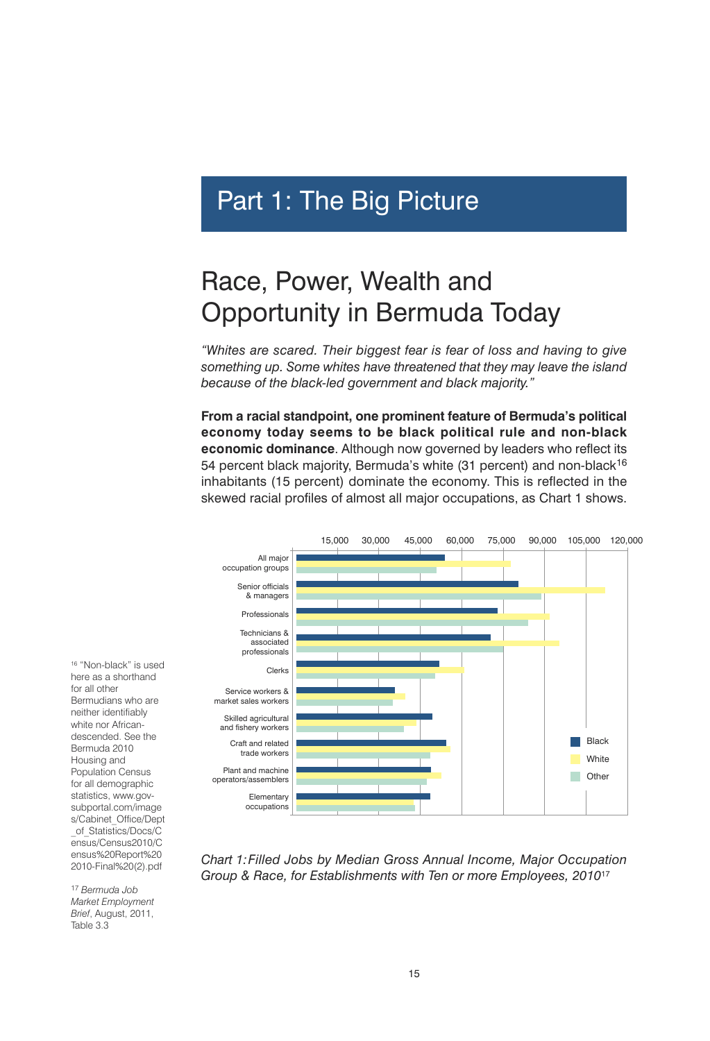# Part 1: The Big Picture

## Race, Power, Wealth and Opportunity in Bermuda Today

*"Whites are scared. Their biggest fear is fear of loss and having to give something up. Some whites have threatened that they may leave the island because of the black-led government and black majority."*

**From a racial standpoint, one prominent feature of Bermuda's political economy today seems to be black political rule and non-black economic dominance**. Although now governed by leaders who reflect its 54 percent black majority, Bermuda's white (31 percent) and non-black[16] inhabitants (15 percent) dominate the economy. This is reflected in the skewed racial profiles of almost all major occupations, as Chart 1 shows.

*Chart 1: Filled Jobs by Median Gross Annual Income, Major Occupation Group & Race, for Establishments with Ten or more Employees, 2010*[17]

[16] "Non-black" is used here as a shorthand for all other Bermudians who are neither identifiably white nor African-descended. See the Bermuda 2010 Housing and Population Census for all demographic statistics, www.gov-subportal.com/images/Cabinet_Office/Dept_of_Statistics/Docs/Census/Census2010/Census%20Report%202010-Final%20(2).pdf

[17] *Bermuda Job Market Employment Brief*, August, 2011, Table 3.3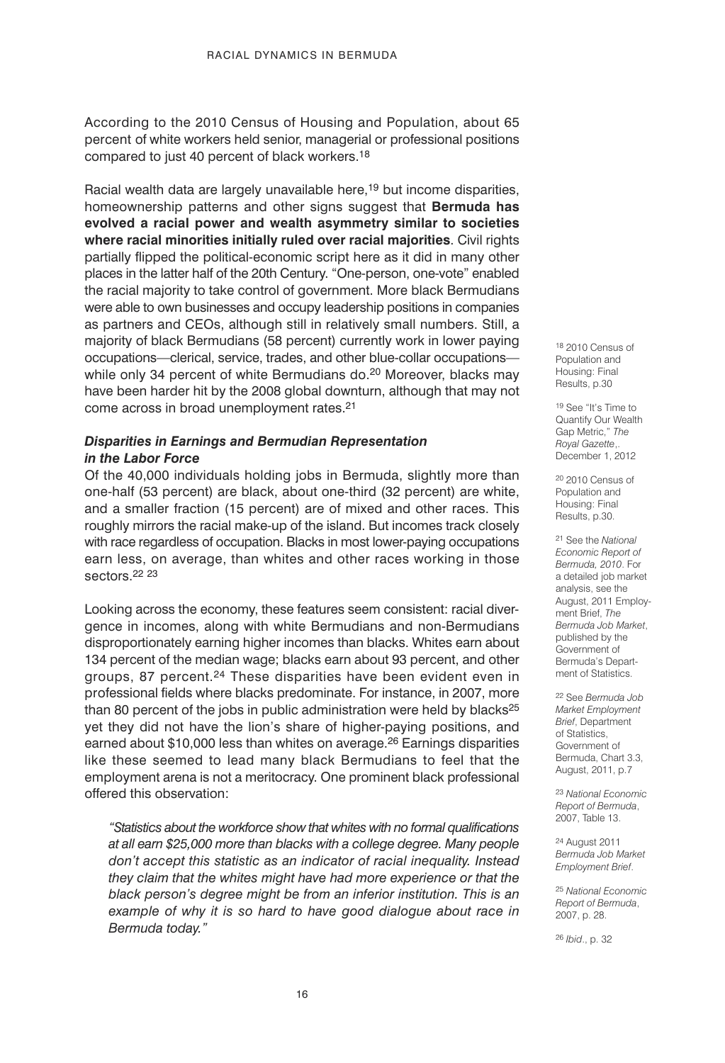According to the 2010 Census of Housing and Population, about 65 percent of white workers held senior, managerial or professional positions compared to just 40 percent of black workers.[18]

Racial wealth data are largely unavailable here,[19] but income disparities, homeownership patterns and other signs suggest that **Bermuda has evolved a racial power and wealth asymmetry similar to societies where racial minorities initially ruled over racial majorities**. Civil rights partially flipped the political-economic script here as it did in many other places in the latter half of the 20th Century. "One-person, one-vote" enabled the racial majority to take control of government. More black Bermudians were able to own businesses and occupy leadership positions in companies as partners and CEOs, although still in relatively small numbers. Still, a majority of black Bermudians (58 percent) currently work in lower paying occupations—clerical, service, trades, and other blue-collar occupations—while only 34 percent of white Bermudians do.[20] Moreover, blacks may have been harder hit by the 2008 global downturn, although that may not come across in broad unemployment rates.[21]

### *Disparities in Earnings and Bermudian Representation in the Labor Force*

Of the 40,000 individuals holding jobs in Bermuda, slightly more than one-half (53 percent) are black, about one-third (32 percent) are white, and a smaller fraction (15 percent) are of mixed and other races. This roughly mirrors the racial make-up of the island. But incomes track closely with race regardless of occupation. Blacks in most lower-paying occupations earn less, on average, than whites and other races working in those sectors.[22] [23]

Looking across the economy, these features seem consistent: racial divergence in incomes, along with white Bermudians and non-Bermudians disproportionately earning higher incomes than blacks. Whites earn about 134 percent of the median wage; blacks earn about 93 percent, and other groups, 87 percent.[24] These disparities have been evident even in professional fields where blacks predominate. For instance, in 2007, more than 80 percent of the jobs in public administration were held by blacks[25] yet they did not have the lion's share of higher-paying positions, and earned about $10,000 less than whites on average.[26] Earnings disparities like these seemed to lead many black Bermudians to feel that the employment arena is not a meritocracy. One prominent black professional offered this observation:

> *"Statistics about the workforce show that whites with no formal qualifications at all earn $25,000 more than blacks with a college degree. Many people don't accept this statistic as an indicator of racial inequality. Instead they claim that the whites might have had more experience or that the black person's degree might be from an inferior institution. This is an example of why it is so hard to have good dialogue about race in Bermuda today."*

---

[18] 2010 Census of Population and Housing: Final Results, p.30

[19] See "It's Time to Quantify Our Wealth Gap Metric," *The Royal Gazette*,. December 1, 2012

[20] 2010 Census of Population and Housing: Final Results, p.30.

[21] See the *National Economic Report of Bermuda, 2010*. For a detailed job market analysis, see the August, 2011 Employment Brief, *The Bermuda Job Market*, published by the Government of Bermuda's Department of Statistics.

[22] See *Bermuda Job Market Employment Brief*, Department of Statistics, Government of Bermuda, Chart 3.3, August, 2011, p.7

[23] *National Economic Report of Bermuda*, 2007, Table 13.

[24] August 2011 *Bermuda Job Market Employment Brief*.

[25] *National Economic Report of Bermuda*, 2007, p. 28.

[26] *Ibid*., p. 32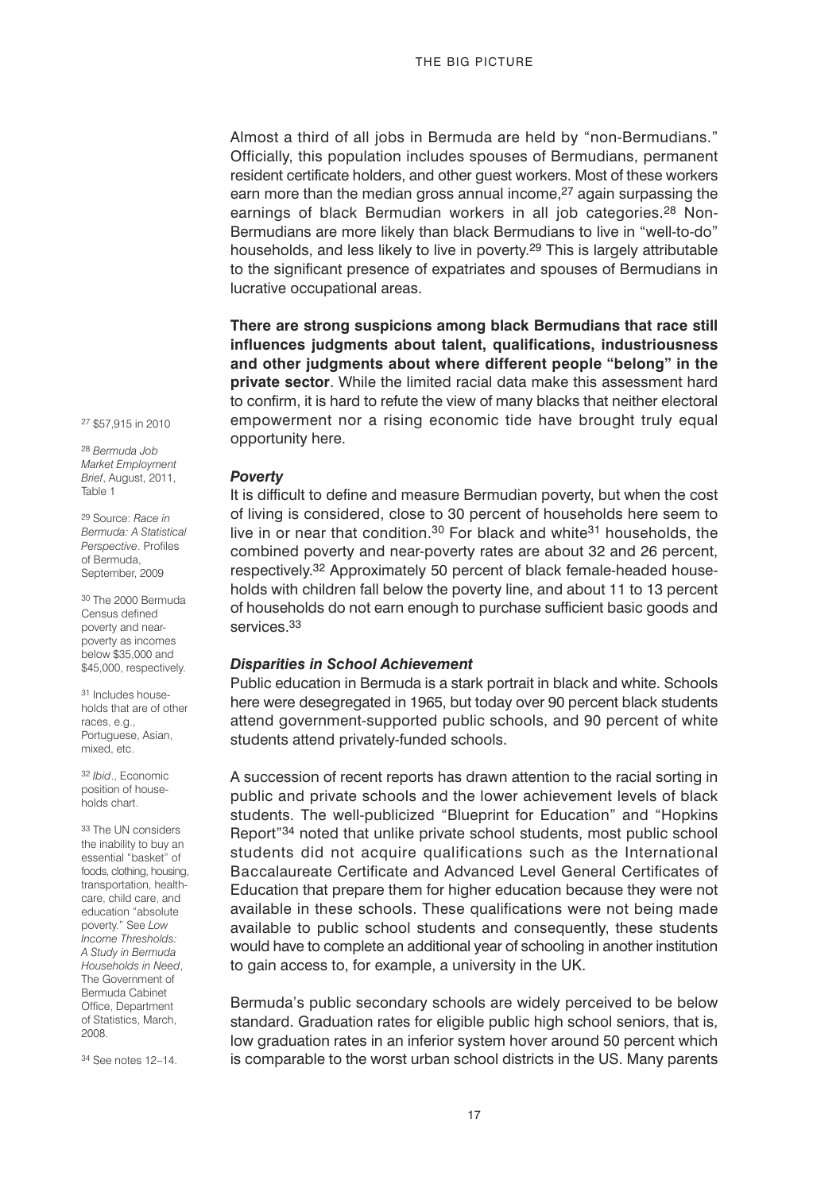Almost a third of all jobs in Bermuda are held by "non-Bermudians." Officially, this population includes spouses of Bermudians, permanent resident certificate holders, and other guest workers. Most of these workers earn more than the median gross annual income,[27] again surpassing the earnings of black Bermudian workers in all job categories.[28] Non-Bermudians are more likely than black Bermudians to live in "well-to-do" households, and less likely to live in poverty.[29] This is largely attributable to the significant presence of expatriates and spouses of Bermudians in lucrative occupational areas.

**There are strong suspicions among black Bermudians that race still influences judgments about talent, qualifications, industriousness and other judgments about where different people "belong" in the private sector**. While the limited racial data make this assessment hard to confirm, it is hard to refute the view of many blacks that neither electoral empowerment nor a rising economic tide have brought truly equal opportunity here.

### *Poverty*

It is difficult to define and measure Bermudian poverty, but when the cost of living is considered, close to 30 percent of households here seem to live in or near that condition.[30] For black and white[31] households, the combined poverty and near-poverty rates are about 32 and 26 percent, respectively.[32] Approximately 50 percent of black female-headed households with children fall below the poverty line, and about 11 to 13 percent of households do not earn enough to purchase sufficient basic goods and services.[33]

### *Disparities in School Achievement*

Public education in Bermuda is a stark portrait in black and white. Schools here were desegregated in 1965, but today over 90 percent black students attend government-supported public schools, and 90 percent of white students attend privately-funded schools.

A succession of recent reports has drawn attention to the racial sorting in public and private schools and the lower achievement levels of black students. The well-publicized "Blueprint for Education" and "Hopkins Report"[34] noted that unlike private school students, most public school students did not acquire qualifications such as the International Baccalaureate Certificate and Advanced Level General Certificates of Education that prepare them for higher education because they were not available in these schools. These qualifications were not being made available to public school students and consequently, these students would have to complete an additional year of schooling in another institution to gain access to, for example, a university in the UK.

Bermuda's public secondary schools are widely perceived to be below standard. Graduation rates for eligible public high school seniors, that is, low graduation rates in an inferior system hover around 50 percent which is comparable to the worst urban school districts in the US. Many parents

---

[27] $57,915 in 2010

[28] *Bermuda Job Market Employment Brief*, August, 2011, Table 1

[29] Source: *Race in Bermuda: A Statistical Perspective*. Profiles of Bermuda, September, 2009

[30] The 2000 Bermuda Census defined poverty and near-poverty as incomes below $35,000 and $45,000, respectively.

[31] Includes households that are of other races, e.g., Portuguese, Asian, mixed, etc.

[32] *Ibid*., Economic position of households chart.

[33] The UN considers the inability to buy an essential "basket" of foods, clothing, housing, transportation, healthcare, child care, and education "absolute poverty." See *Low Income Thresholds: A Study in Bermuda Households in Need*, The Government of Bermuda Cabinet Office, Department of Statistics, March, 2008.

[34] See notes 12–14.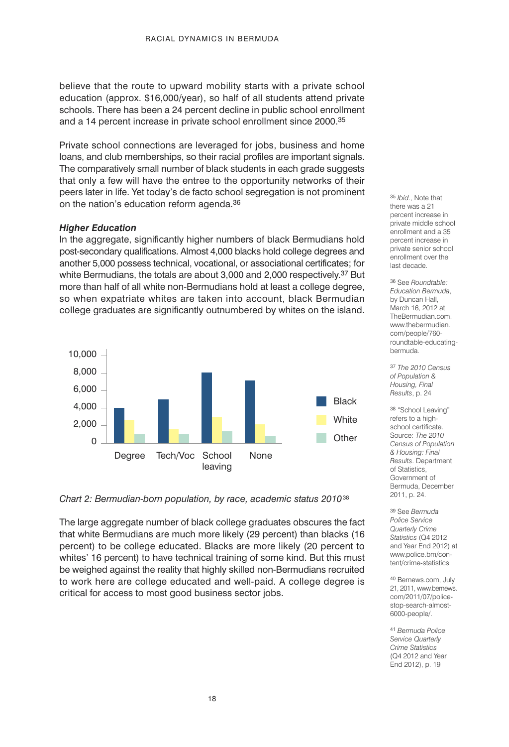believe that the route to upward mobility starts with a private school education (approx. $16,000/year), so half of all students attend private schools. There has been a 24 percent decline in public school enrollment and a 14 percent increase in private school enrollment since 2000.[35]

Private school connections are leveraged for jobs, business and home loans, and club memberships, so their racial profiles are important signals. The comparatively small number of black students in each grade suggests that only a few will have the entree to the opportunity networks of their peers later in life. Yet today's de facto school segregation is not prominent on the nation's education reform agenda.[36]

***Higher Education***

In the aggregate, significantly higher numbers of black Bermudians hold post-secondary qualifications. Almost 4,000 blacks hold college degrees and another 5,000 possess technical, vocational, or associational certificates; for white Bermudians, the totals are about 3,000 and 2,000 respectively.[37] But more than half of all white non-Bermudians hold at least a college degree, so when expatriate whites are taken into account, black Bermudian college graduates are significantly outnumbered by whites on the island.

*Chart 2: Bermudian-born population, by race, academic status 2010*[38]

The large aggregate number of black college graduates obscures the fact that white Bermudians are much more likely (29 percent) than blacks (16 percent) to be college educated. Blacks are more likely (20 percent to whites' 16 percent) to have technical training of some kind. But this must be weighed against the reality that highly skilled non-Bermudians recruited to work here are college educated and well-paid. A college degree is critical for access to most good business sector jobs.

---

[35] *Ibid*., Note that there was a 21 percent increase in private middle school enrollment and a 35 percent increase in private senior school enrollment over the last decade.

[36] See *Roundtable: Education Bermuda*, by Duncan Hall, March 16, 2012 at TheBermudian.com. www.thebermudian.com/people/760-roundtable-educating-bermuda.

[37] *The 2010 Census of Population & Housing, Final Results*, p. 24

[38] "School Leaving" refers to a high-school certificate. Source: *The 2010 Census of Population & Housing: Final Results*. Department of Statistics, Government of Bermuda, December 2011, p. 24.

[39] See *Bermuda Police Service Quarterly Crime Statistics* (Q4 2012 and Year End 2012) at www.police.bm/content/crime-statistics

[40] Bernews.com, July 21, 2011, www.bernews.com/2011/07/police-stop-search-almost-6000-people/.

[41] *Bermuda Police Service Quarterly Crime Statistics* (Q4 2012 and Year End 2012), p. 19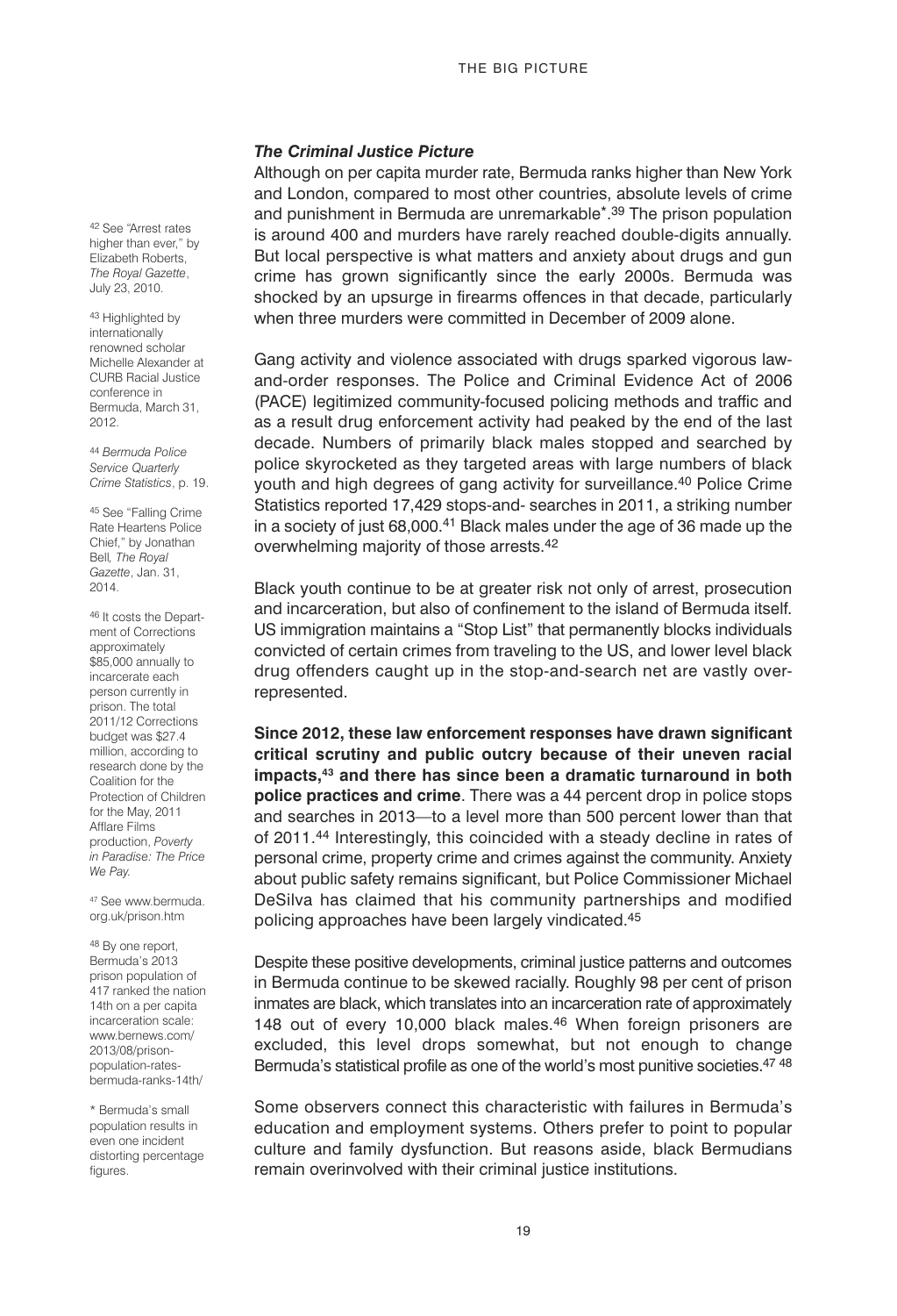### *The Criminal Justice Picture*

Although on per capita murder rate, Bermuda ranks higher than New York and London, compared to most other countries, absolute levels of crime and punishment in Bermuda are unremarkable*.[39] The prison population is around 400 and murders have rarely reached double-digits annually. But local perspective is what matters and anxiety about drugs and gun crime has grown significantly since the early 2000s. Bermuda was shocked by an upsurge in firearms offences in that decade, particularly when three murders were committed in December of 2009 alone.

Gang activity and violence associated with drugs sparked vigorous law-and-order responses. The Police and Criminal Evidence Act of 2006 (PACE) legitimized community-focused policing methods and traffic and as a result drug enforcement activity had peaked by the end of the last decade. Numbers of primarily black males stopped and searched by police skyrocketed as they targeted areas with large numbers of black youth and high degrees of gang activity for surveillance.[40] Police Crime Statistics reported 17,429 stops-and- searches in 2011, a striking number in a society of just 68,000.[41] Black males under the age of 36 made up the overwhelming majority of those arrests.[42]

Black youth continue to be at greater risk not only of arrest, prosecution and incarceration, but also of confinement to the island of Bermuda itself. US immigration maintains a "Stop List" that permanently blocks individuals convicted of certain crimes from traveling to the US, and lower level black drug offenders caught up in the stop-and-search net are vastly over-represented.

**Since 2012, these law enforcement responses have drawn significant critical scrutiny and public outcry because of their uneven racial impacts,[43] and there has since been a dramatic turnaround in both police practices and crime**. There was a 44 percent drop in police stops and searches in 2013—to a level more than 500 percent lower than that of 2011.[44] Interestingly, this coincided with a steady decline in rates of personal crime, property crime and crimes against the community. Anxiety about public safety remains significant, but Police Commissioner Michael DeSilva has claimed that his community partnerships and modified policing approaches have been largely vindicated.[45]

Despite these positive developments, criminal justice patterns and outcomes in Bermuda continue to be skewed racially. Roughly 98 per cent of prison inmates are black, which translates into an incarceration rate of approximately 148 out of every 10,000 black males.[46] When foreign prisoners are excluded, this level drops somewhat, but not enough to change Bermuda's statistical profile as one of the world's most punitive societies.[47] [48]

Some observers connect this characteristic with failures in Bermuda's education and employment systems. Others prefer to point to popular culture and family dysfunction. But reasons aside, black Bermudians remain overinvolved with their criminal justice institutions.

---

[42] See "Arrest rates higher than ever," by Elizabeth Roberts, *The Royal Gazette*, July 23, 2010.

[43] Highlighted by internationally renowned scholar Michelle Alexander at CURB Racial Justice conference in Bermuda, March 31, 2012.

[44] *Bermuda Police Service Quarterly Crime Statistics*, p. 19.

[45] See "Falling Crime Rate Heartens Police Chief," by Jonathan Bell, *The Royal Gazette*, Jan. 31, 2014.

[46] It costs the Department of Corrections approximately $85,000 annually to incarcerate each person currently in prison. The total 2011/12 Corrections budget was $27.4 million, according to research done by the Coalition for the Protection of Children for the May, 2011 Afflare Films production, *Poverty in Paradise: The Price We Pay.*

[47] See www.bermuda.org.uk/prison.htm

[48] By one report, Bermuda's 2013 prison population of 417 ranked the nation 14th on a per capita incarceration scale: www.bernews.com/2013/08/prison-population-rates-bermuda-ranks-14th/

* Bermuda's small population results in even one incident distorting percentage figures.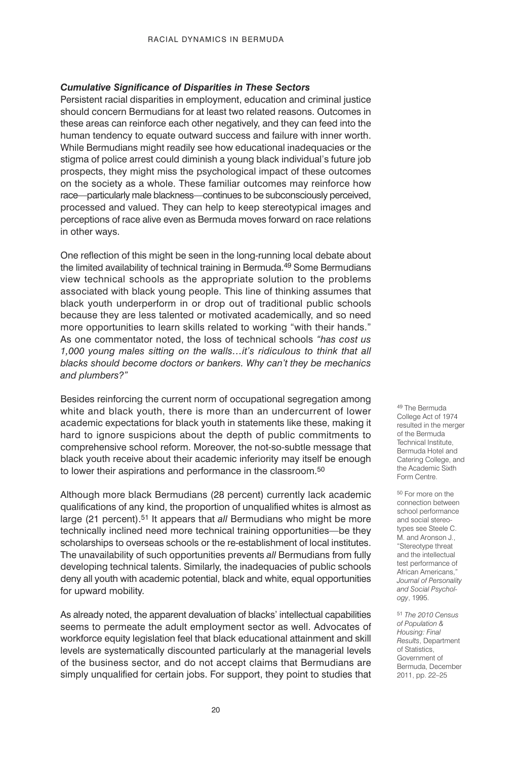### ***Cumulative Significance of Disparities in These Sectors***

Persistent racial disparities in employment, education and criminal justice should concern Bermudians for at least two related reasons. Outcomes in these areas can reinforce each other negatively, and they can feed into the human tendency to equate outward success and failure with inner worth. While Bermudians might readily see how educational inadequacies or the stigma of police arrest could diminish a young black individual's future job prospects, they might miss the psychological impact of these outcomes on the society as a whole. These familiar outcomes may reinforce how race—particularly male blackness—continues to be subconsciously perceived, processed and valued. They can help to keep stereotypical images and perceptions of race alive even as Bermuda moves forward on race relations in other ways.

One reflection of this might be seen in the long-running local debate about the limited availability of technical training in Bermuda.[49] Some Bermudians view technical schools as the appropriate solution to the problems associated with black young people. This line of thinking assumes that black youth underperform in or drop out of traditional public schools because they are less talented or motivated academically, and so need more opportunities to learn skills related to working "with their hands." As one commentator noted, the loss of technical schools *"has cost us 1,000 young males sitting on the walls…it's ridiculous to think that all blacks should become doctors or bankers. Why can't they be mechanics and plumbers?"*

Besides reinforcing the current norm of occupational segregation among white and black youth, there is more than an undercurrent of lower academic expectations for black youth in statements like these, making it hard to ignore suspicions about the depth of public commitments to comprehensive school reform. Moreover, the not-so-subtle message that black youth receive about their academic inferiority may itself be enough to lower their aspirations and performance in the classroom.[50]

Although more black Bermudians (28 percent) currently lack academic qualifications of any kind, the proportion of unqualified whites is almost as large (21 percent).[51] It appears that *all* Bermudians who might be more technically inclined need more technical training opportunities—be they scholarships to overseas schools or the re-establishment of local institutes. The unavailability of such opportunities prevents *all* Bermudians from fully developing technical talents. Similarly, the inadequacies of public schools deny all youth with academic potential, black and white, equal opportunities for upward mobility.

As already noted, the apparent devaluation of blacks' intellectual capabilities seems to permeate the adult employment sector as well. Advocates of workforce equity legislation feel that black educational attainment and skill levels are systematically discounted particularly at the managerial levels of the business sector, and do not accept claims that Bermudians are simply unqualified for certain jobs. For support, they point to studies that

[49] The Bermuda College Act of 1974 resulted in the merger of the Bermuda Technical Institute, Bermuda Hotel and Catering College, and the Academic Sixth Form Centre.

[50] For more on the connection between school performance and social stereotypes see Steele C. M. and Aronson J., "Stereotype threat and the intellectual test performance of African Americans," *Journal of Personality and Social Psychology*, 1995.

[51] *The 2010 Census of Population & Housing: Final Results*, Department of Statistics, Government of Bermuda, December 2011, pp. 22–25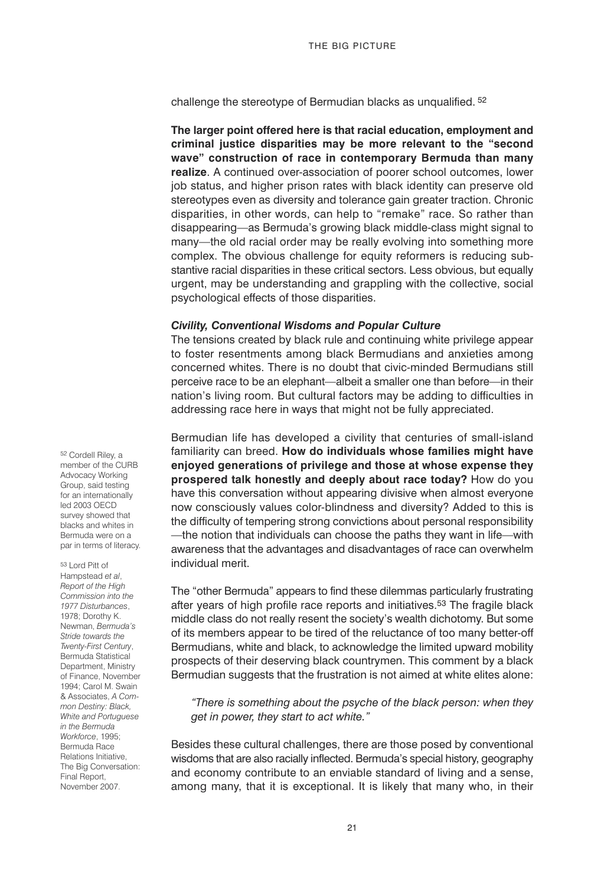challenge the stereotype of Bermudian blacks as unqualified.[52]

**The larger point offered here is that racial education, employment and criminal justice disparities may be more relevant to the "second wave" construction of race in contemporary Bermuda than many realize**. A continued over-association of poorer school outcomes, lower job status, and higher prison rates with black identity can preserve old stereotypes even as diversity and tolerance gain greater traction. Chronic disparities, in other words, can help to "remake" race. So rather than disappearing—as Bermuda's growing black middle-class might signal to many—the old racial order may be really evolving into something more complex. The obvious challenge for equity reformers is reducing substantive racial disparities in these critical sectors. Less obvious, but equally urgent, may be understanding and grappling with the collective, social psychological effects of those disparities.

### *Civility, Conventional Wisdoms and Popular Culture*

The tensions created by black rule and continuing white privilege appear to foster resentments among black Bermudians and anxieties among concerned whites. There is no doubt that civic-minded Bermudians still perceive race to be an elephant—albeit a smaller one than before—in their nation's living room. But cultural factors may be adding to difficulties in addressing race here in ways that might not be fully appreciated.

Bermudian life has developed a civility that centuries of small-island familiarity can breed. **How do individuals whose families might have enjoyed generations of privilege and those at whose expense they prospered talk honestly and deeply about race today?** How do you have this conversation without appearing divisive when almost everyone now consciously values color-blindness and diversity? Added to this is the difficulty of tempering strong convictions about personal responsibility—the notion that individuals can choose the paths they want in life—with awareness that the advantages and disadvantages of race can overwhelm individual merit.

The "other Bermuda" appears to find these dilemmas particularly frustrating after years of high profile race reports and initiatives.[53] The fragile black middle class do not really resent the society's wealth dichotomy. But some of its members appear to be tired of the reluctance of too many better-off Bermudians, white and black, to acknowledge the limited upward mobility prospects of their deserving black countrymen. This comment by a black Bermudian suggests that the frustration is not aimed at white elites alone:

> *"There is something about the psyche of the black person: when they get in power, they start to act white."*

Besides these cultural challenges, there are those posed by conventional wisdoms that are also racially inflected. Bermuda's special history, geography and economy contribute to an enviable standard of living and a sense, among many, that it is exceptional. It is likely that many who, in their

[52] Cordell Riley, a member of the CURB Advocacy Working Group, said testing for an internationally led 2003 OECD survey showed that blacks and whites in Bermuda were on a par in terms of literacy.

[53] Lord Pitt of Hampstead *et al*, *Report of the High Commission into the 1977 Disturbances*, 1978; Dorothy K. Newman, *Bermuda's Stride towards the Twenty-First Century*, Bermuda Statistical Department, Ministry of Finance, November 1994; Carol M. Swain & Associates, *A Common Destiny: Black, White and Portuguese in the Bermuda Workforce*, 1995; Bermuda Race Relations Initiative, The Big Conversation: Final Report, November 2007.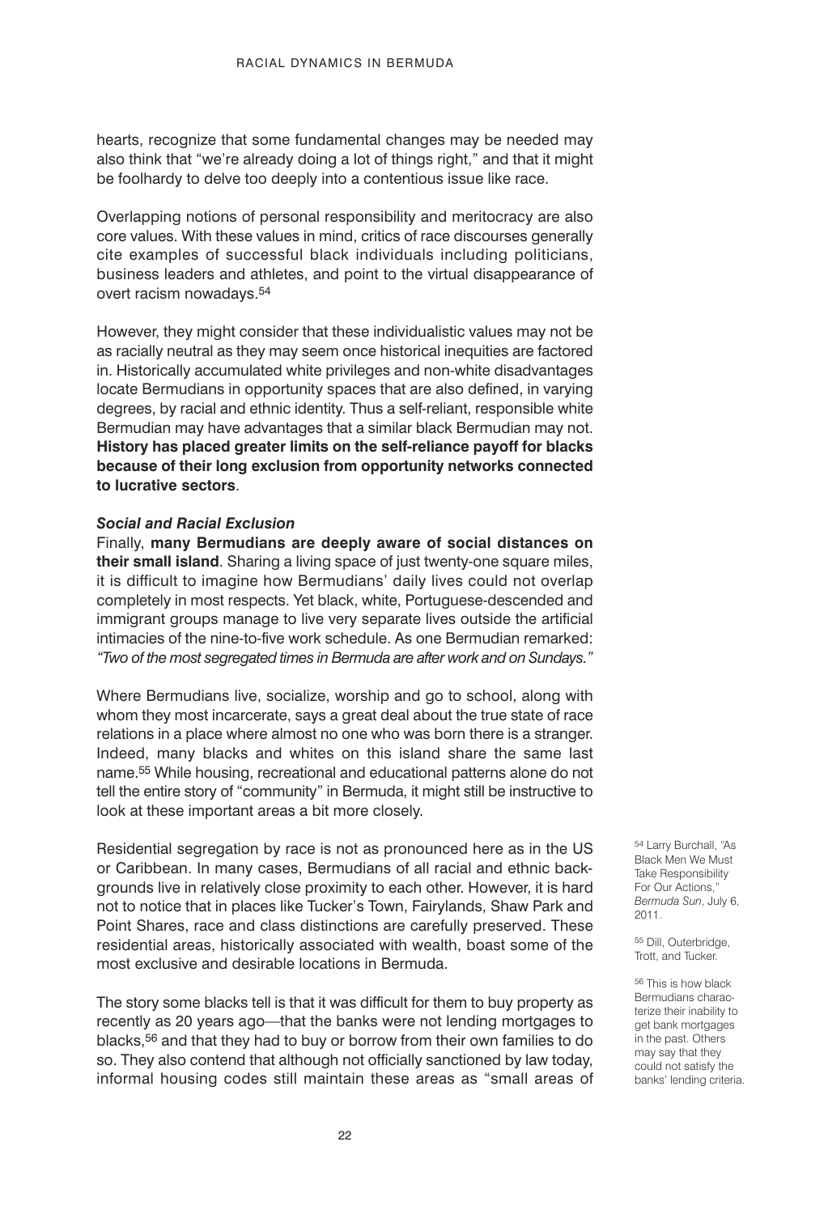hearts, recognize that some fundamental changes may be needed may also think that "we're already doing a lot of things right," and that it might be foolhardy to delve too deeply into a contentious issue like race.

Overlapping notions of personal responsibility and meritocracy are also core values. With these values in mind, critics of race discourses generally cite examples of successful black individuals including politicians, business leaders and athletes, and point to the virtual disappearance of overt racism nowadays.[54]

However, they might consider that these individualistic values may not be as racially neutral as they may seem once historical inequities are factored in. Historically accumulated white privileges and non-white disadvantages locate Bermudians in opportunity spaces that are also defined, in varying degrees, by racial and ethnic identity. Thus a self-reliant, responsible white Bermudian may have advantages that a similar black Bermudian may not. **History has placed greater limits on the self-reliance payoff for blacks because of their long exclusion from opportunity networks connected to lucrative sectors**.

### *Social and Racial Exclusion*

Finally, **many Bermudians are deeply aware of social distances on their small island**. Sharing a living space of just twenty-one square miles, it is difficult to imagine how Bermudians' daily lives could not overlap completely in most respects. Yet black, white, Portuguese-descended and immigrant groups manage to live very separate lives outside the artificial intimacies of the nine-to-five work schedule. As one Bermudian remarked: *"Two of the most segregated times in Bermuda are after work and on Sundays."*

Where Bermudians live, socialize, worship and go to school, along with whom they most incarcerate, says a great deal about the true state of race relations in a place where almost no one who was born there is a stranger. Indeed, many blacks and whites on this island share the same last name.[55] While housing, recreational and educational patterns alone do not tell the entire story of "community" in Bermuda, it might still be instructive to look at these important areas a bit more closely.

Residential segregation by race is not as pronounced here as in the US or Caribbean. In many cases, Bermudians of all racial and ethnic backgrounds live in relatively close proximity to each other. However, it is hard not to notice that in places like Tucker's Town, Fairylands, Shaw Park and Point Shares, race and class distinctions are carefully preserved. These residential areas, historically associated with wealth, boast some of the most exclusive and desirable locations in Bermuda.

The story some blacks tell is that it was difficult for them to buy property as recently as 20 years ago—that the banks were not lending mortgages to blacks,[56] and that they had to buy or borrow from their own families to do so. They also contend that although not officially sanctioned by law today, informal housing codes still maintain these areas as "small areas of

[54] Larry Burchall, "As Black Men We Must Take Responsibility For Our Actions," *Bermuda Sun*, July 6, 2011.

[55] Dill, Outerbridge, Trott, and Tucker.

[56] This is how black Bermudians characterize their inability to get bank mortgages in the past. Others may say that they could not satisfy the banks' lending criteria.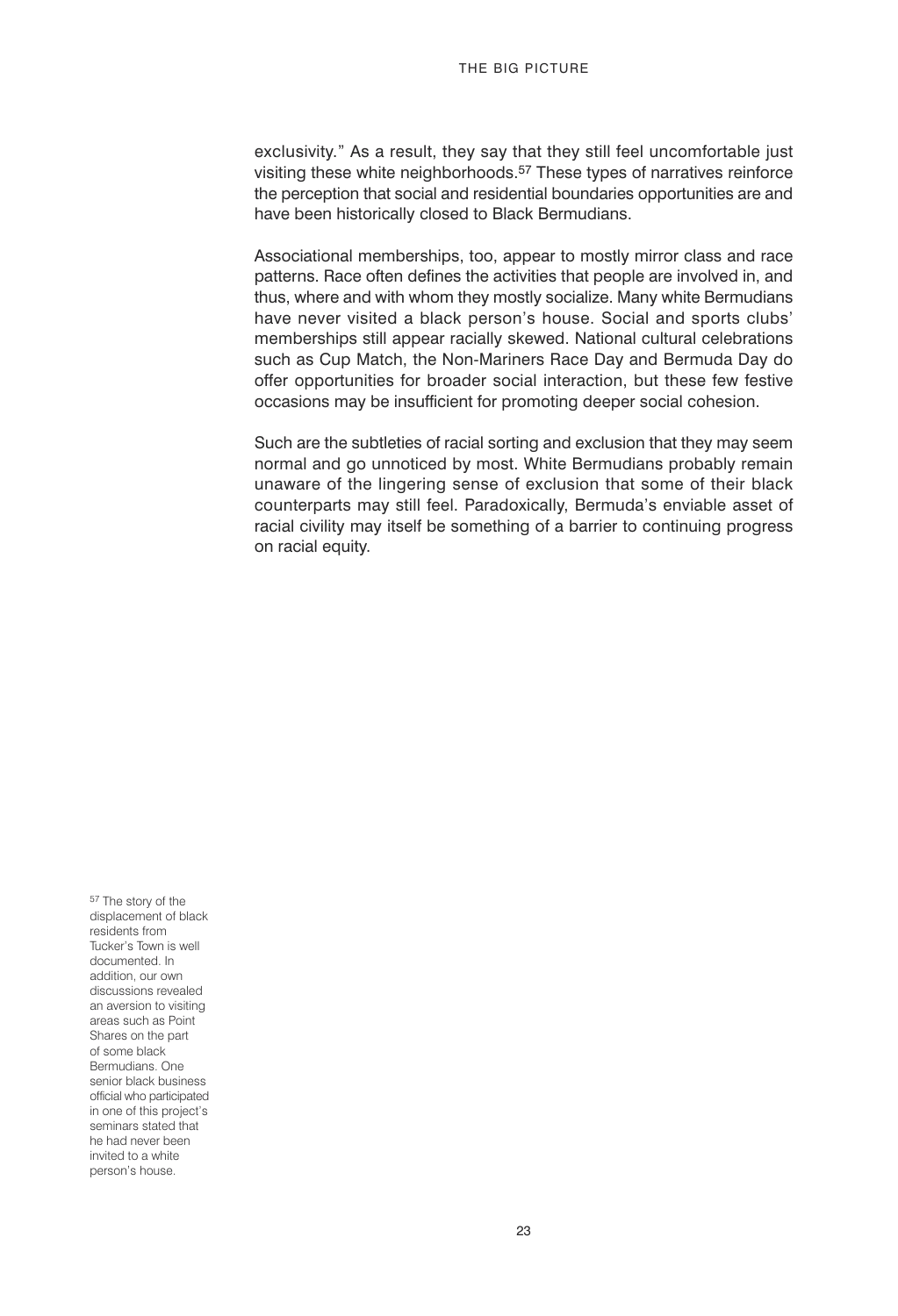exclusivity." As a result, they say that they still feel uncomfortable just visiting these white neighborhoods.[57] These types of narratives reinforce the perception that social and residential boundaries opportunities are and have been historically closed to Black Bermudians.

Associational memberships, too, appear to mostly mirror class and race patterns. Race often defines the activities that people are involved in, and thus, where and with whom they mostly socialize. Many white Bermudians have never visited a black person's house. Social and sports clubs' memberships still appear racially skewed. National cultural celebrations such as Cup Match, the Non-Mariners Race Day and Bermuda Day do offer opportunities for broader social interaction, but these few festive occasions may be insufficient for promoting deeper social cohesion.

Such are the subtleties of racial sorting and exclusion that they may seem normal and go unnoticed by most. White Bermudians probably remain unaware of the lingering sense of exclusion that some of their black counterparts may still feel. Paradoxically, Bermuda's enviable asset of racial civility may itself be something of a barrier to continuing progress on racial equity.

[57] The story of the displacement of black residents from Tucker's Town is well documented. In addition, our own discussions revealed an aversion to visiting areas such as Point Shares on the part of some black Bermudians. One senior black business official who participated in one of this project's seminars stated that he had never been invited to a white person's house.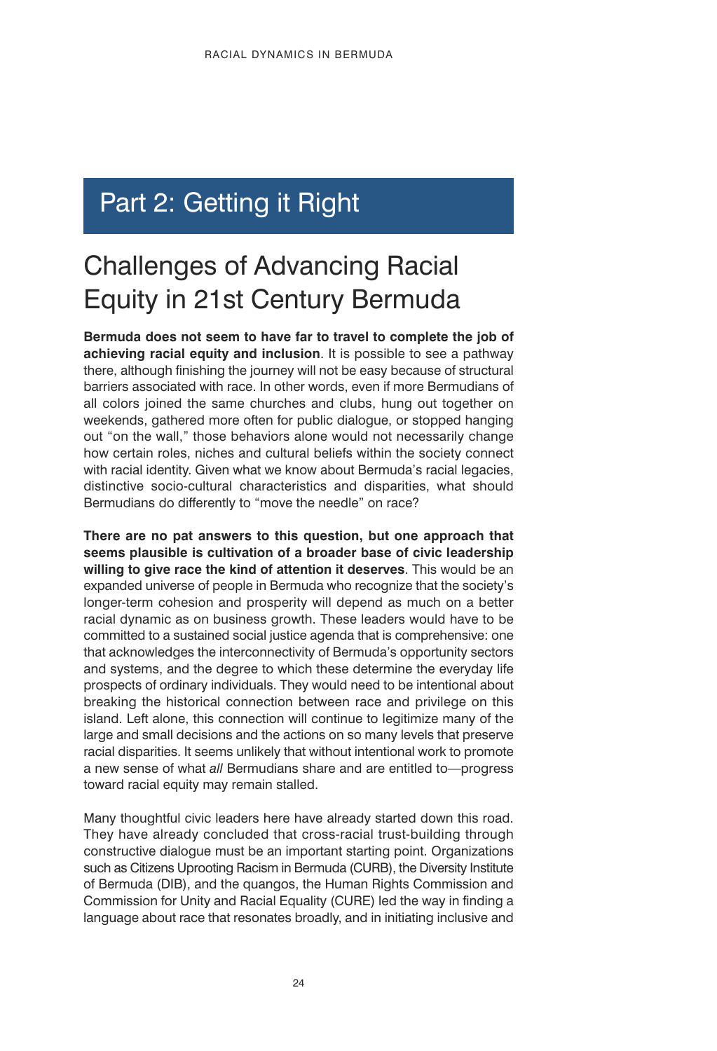# Part 2: Getting it Right

## Challenges of Advancing Racial Equity in 21st Century Bermuda

**Bermuda does not seem to have far to travel to complete the job of achieving racial equity and inclusion**. It is possible to see a pathway there, although finishing the journey will not be easy because of structural barriers associated with race. In other words, even if more Bermudians of all colors joined the same churches and clubs, hung out together on weekends, gathered more often for public dialogue, or stopped hanging out "on the wall," those behaviors alone would not necessarily change how certain roles, niches and cultural beliefs within the society connect with racial identity. Given what we know about Bermuda's racial legacies, distinctive socio-cultural characteristics and disparities, what should Bermudians do differently to "move the needle" on race?

**There are no pat answers to this question, but one approach that seems plausible is cultivation of a broader base of civic leadership willing to give race the kind of attention it deserves**. This would be an expanded universe of people in Bermuda who recognize that the society's longer-term cohesion and prosperity will depend as much on a better racial dynamic as on business growth. These leaders would have to be committed to a sustained social justice agenda that is comprehensive: one that acknowledges the interconnectivity of Bermuda's opportunity sectors and systems, and the degree to which these determine the everyday life prospects of ordinary individuals. They would need to be intentional about breaking the historical connection between race and privilege on this island. Left alone, this connection will continue to legitimize many of the large and small decisions and the actions on so many levels that preserve racial disparities. It seems unlikely that without intentional work to promote a new sense of what *all* Bermudians share and are entitled to—progress toward racial equity may remain stalled.

Many thoughtful civic leaders here have already started down this road. They have already concluded that cross-racial trust-building through constructive dialogue must be an important starting point. Organizations such as Citizens Uprooting Racism in Bermuda (CURB), the Diversity Institute of Bermuda (DIB), and the quangos, the Human Rights Commission and Commission for Unity and Racial Equality (CURE) led the way in finding a language about race that resonates broadly, and in initiating inclusive and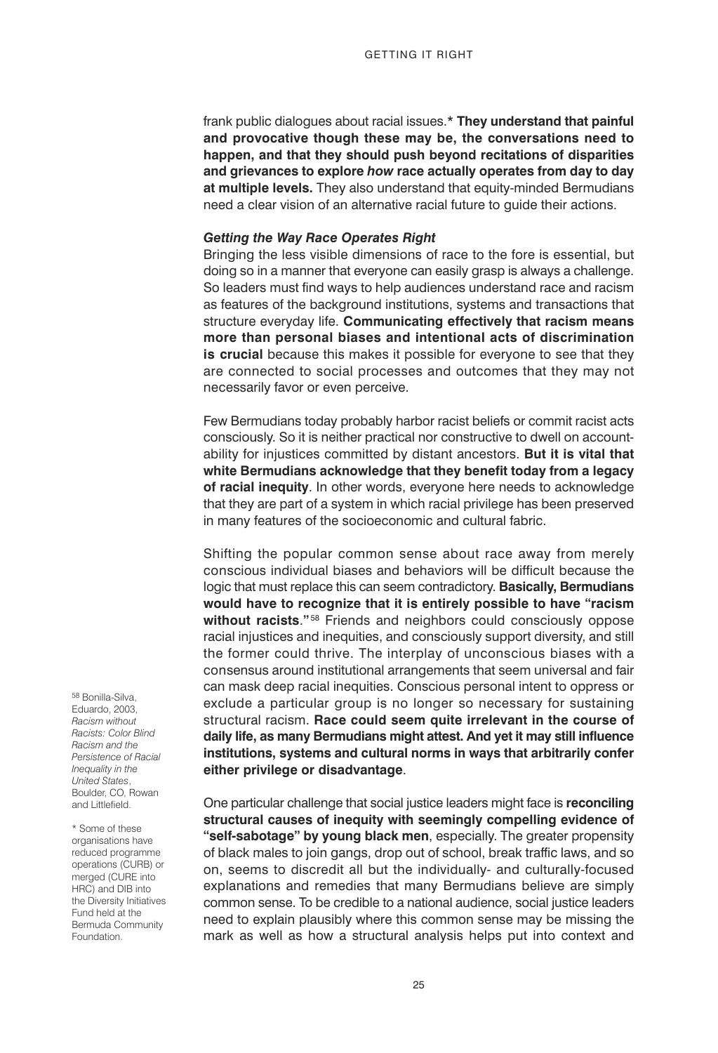frank public dialogues about racial issues.* **They understand that painful and provocative though these may be, the conversations need to happen, and that they should push beyond recitations of disparities and grievances to explore *how* race actually operates from day to day at multiple levels.** They also understand that equity-minded Bermudians need a clear vision of an alternative racial future to guide their actions.

***Getting the Way Race Operates Right***

Bringing the less visible dimensions of race to the fore is essential, but doing so in a manner that everyone can easily grasp is always a challenge. So leaders must find ways to help audiences understand race and racism as features of the background institutions, systems and transactions that structure everyday life. **Communicating effectively that racism means more than personal biases and intentional acts of discrimination is crucial** because this makes it possible for everyone to see that they are connected to social processes and outcomes that they may not necessarily favor or even perceive.

Few Bermudians today probably harbor racist beliefs or commit racist acts consciously. So it is neither practical nor constructive to dwell on accountability for injustices committed by distant ancestors. **But it is vital that white Bermudians acknowledge that they benefit today from a legacy of racial inequity**. In other words, everyone here needs to acknowledge that they are part of a system in which racial privilege has been preserved in many features of the socioeconomic and cultural fabric.

Shifting the popular common sense about race away from merely conscious individual biases and behaviors will be difficult because the logic that must replace this can seem contradictory. **Basically, Bermudians would have to recognize that it is entirely possible to have "racism without racists**."[58] Friends and neighbors could consciously oppose racial injustices and inequities, and consciously support diversity, and still the former could thrive. The interplay of unconscious biases with a consensus around institutional arrangements that seem universal and fair can mask deep racial inequities. Conscious personal intent to oppress or exclude a particular group is no longer so necessary for sustaining structural racism. **Race could seem quite irrelevant in the course of daily life, as many Bermudians might attest. And yet it may still influence institutions, systems and cultural norms in ways that arbitrarily confer either privilege or disadvantage**.

One particular challenge that social justice leaders might face is **reconciling structural causes of inequity with seemingly compelling evidence of "self-sabotage" by young black men**, especially. The greater propensity of black males to join gangs, drop out of school, break traffic laws, and so on, seems to discredit all but the individually- and culturally-focused explanations and remedies that many Bermudians believe are simply common sense. To be credible to a national audience, social justice leaders need to explain plausibly where this common sense may be missing the mark as well as how a structural analysis helps put into context and

[58] Bonilla-Silva, Eduardo, 2003, *Racism without Racists: Color Blind Racism and the Persistence of Racial Inequality in the United States*, Boulder, CO, Rowan and Littlefield.

\* Some of these organisations have reduced programme operations (CURB) or merged (CURE into HRC) and DIB into the Diversity Initiatives Fund held at the Bermuda Community Foundation.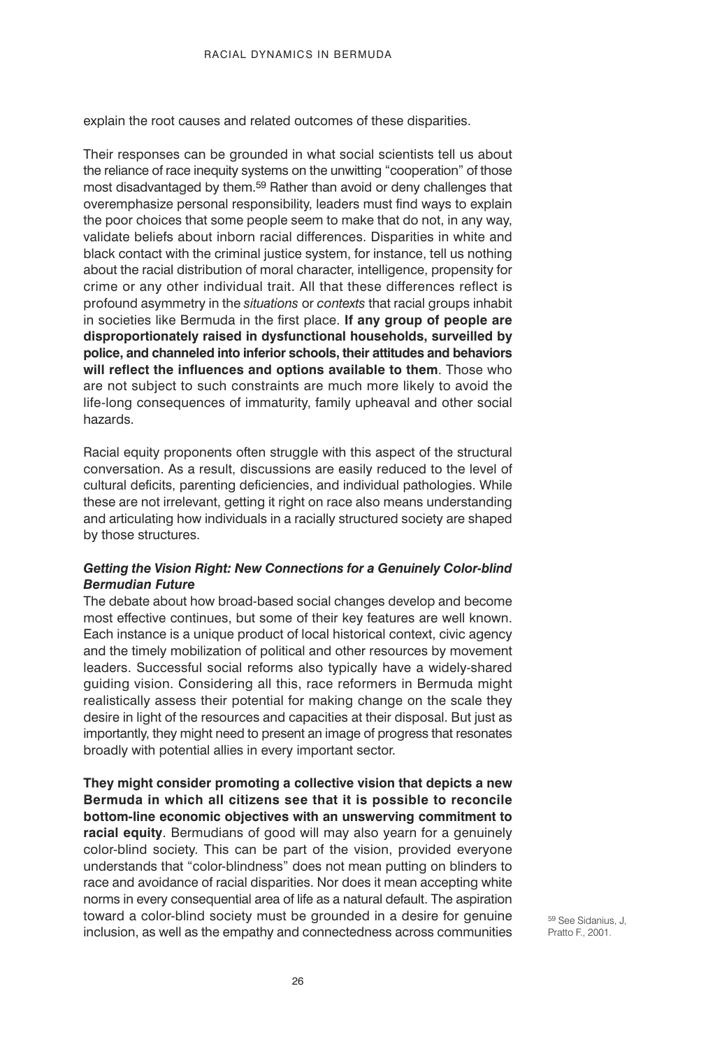explain the root causes and related outcomes of these disparities.

Their responses can be grounded in what social scientists tell us about the reliance of race inequity systems on the unwitting "cooperation" of those most disadvantaged by them.[59] Rather than avoid or deny challenges that overemphasize personal responsibility, leaders must find ways to explain the poor choices that some people seem to make that do not, in any way, validate beliefs about inborn racial differences. Disparities in white and black contact with the criminal justice system, for instance, tell us nothing about the racial distribution of moral character, intelligence, propensity for crime or any other individual trait. All that these differences reflect is profound asymmetry in the *situations* or *contexts* that racial groups inhabit in societies like Bermuda in the first place. **If any group of people are disproportionately raised in dysfunctional households, surveilled by police, and channeled into inferior schools, their attitudes and behaviors will reflect the influences and options available to them**. Those who are not subject to such constraints are much more likely to avoid the life-long consequences of immaturity, family upheaval and other social hazards.

Racial equity proponents often struggle with this aspect of the structural conversation. As a result, discussions are easily reduced to the level of cultural deficits, parenting deficiencies, and individual pathologies. While these are not irrelevant, getting it right on race also means understanding and articulating how individuals in a racially structured society are shaped by those structures.

### *Getting the Vision Right: New Connections for a Genuinely Color-blind Bermudian Future*

The debate about how broad-based social changes develop and become most effective continues, but some of their key features are well known. Each instance is a unique product of local historical context, civic agency and the timely mobilization of political and other resources by movement leaders. Successful social reforms also typically have a widely-shared guiding vision. Considering all this, race reformers in Bermuda might realistically assess their potential for making change on the scale they desire in light of the resources and capacities at their disposal. But just as importantly, they might need to present an image of progress that resonates broadly with potential allies in every important sector.

**They might consider promoting a collective vision that depicts a new Bermuda in which all citizens see that it is possible to reconcile bottom-line economic objectives with an unswerving commitment to racial equity**. Bermudians of good will may also yearn for a genuinely color-blind society. This can be part of the vision, provided everyone understands that "color-blindness" does not mean putting on blinders to race and avoidance of racial disparities. Nor does it mean accepting white norms in every consequential area of life as a natural default. The aspiration toward a color-blind society must be grounded in a desire for genuine inclusion, as well as the empathy and connectedness across communities

[59] See Sidanius, J, Pratto F., 2001.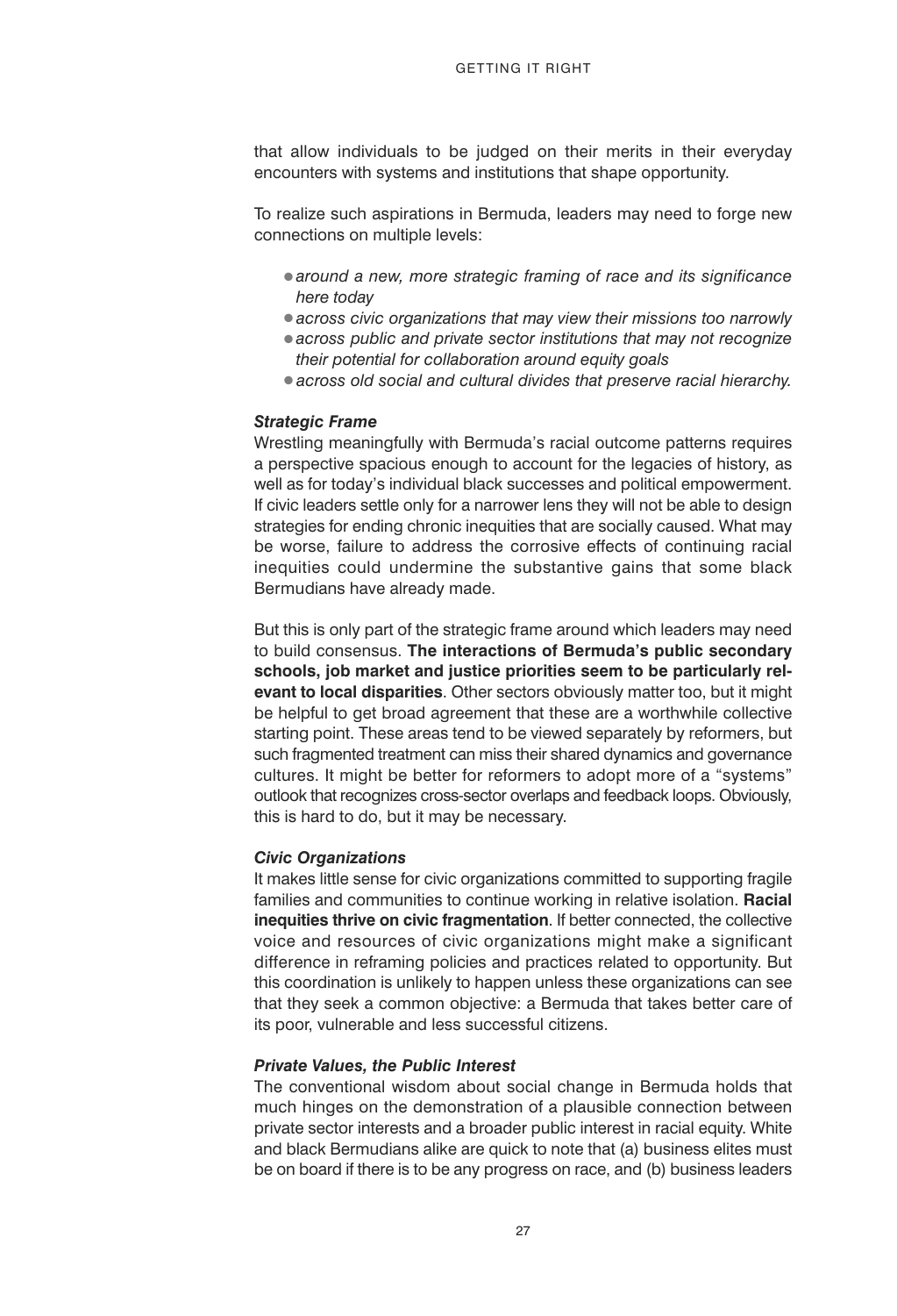that allow individuals to be judged on their merits in their everyday encounters with systems and institutions that shape opportunity.

To realize such aspirations in Bermuda, leaders may need to forge new connections on multiple levels:

- *around a new, more strategic framing of race and its significance here today*
- *across civic organizations that may view their missions too narrowly*
- *across public and private sector institutions that may not recognize their potential for collaboration around equity goals*
- *across old social and cultural divides that preserve racial hierarchy.*

***Strategic Frame***

Wrestling meaningfully with Bermuda's racial outcome patterns requires a perspective spacious enough to account for the legacies of history, as well as for today's individual black successes and political empowerment. If civic leaders settle only for a narrower lens they will not be able to design strategies for ending chronic inequities that are socially caused. What may be worse, failure to address the corrosive effects of continuing racial inequities could undermine the substantive gains that some black Bermudians have already made.

But this is only part of the strategic frame around which leaders may need to build consensus. **The interactions of Bermuda's public secondary schools, job market and justice priorities seem to be particularly relevant to local disparities**. Other sectors obviously matter too, but it might be helpful to get broad agreement that these are a worthwhile collective starting point. These areas tend to be viewed separately by reformers, but such fragmented treatment can miss their shared dynamics and governance cultures. It might be better for reformers to adopt more of a "systems" outlook that recognizes cross-sector overlaps and feedback loops. Obviously, this is hard to do, but it may be necessary.

***Civic Organizations***

It makes little sense for civic organizations committed to supporting fragile families and communities to continue working in relative isolation. **Racial inequities thrive on civic fragmentation**. If better connected, the collective voice and resources of civic organizations might make a significant difference in reframing policies and practices related to opportunity. But this coordination is unlikely to happen unless these organizations can see that they seek a common objective: a Bermuda that takes better care of its poor, vulnerable and less successful citizens.

***Private Values, the Public Interest***

The conventional wisdom about social change in Bermuda holds that much hinges on the demonstration of a plausible connection between private sector interests and a broader public interest in racial equity. White and black Bermudians alike are quick to note that (a) business elites must be on board if there is to be any progress on race, and (b) business leaders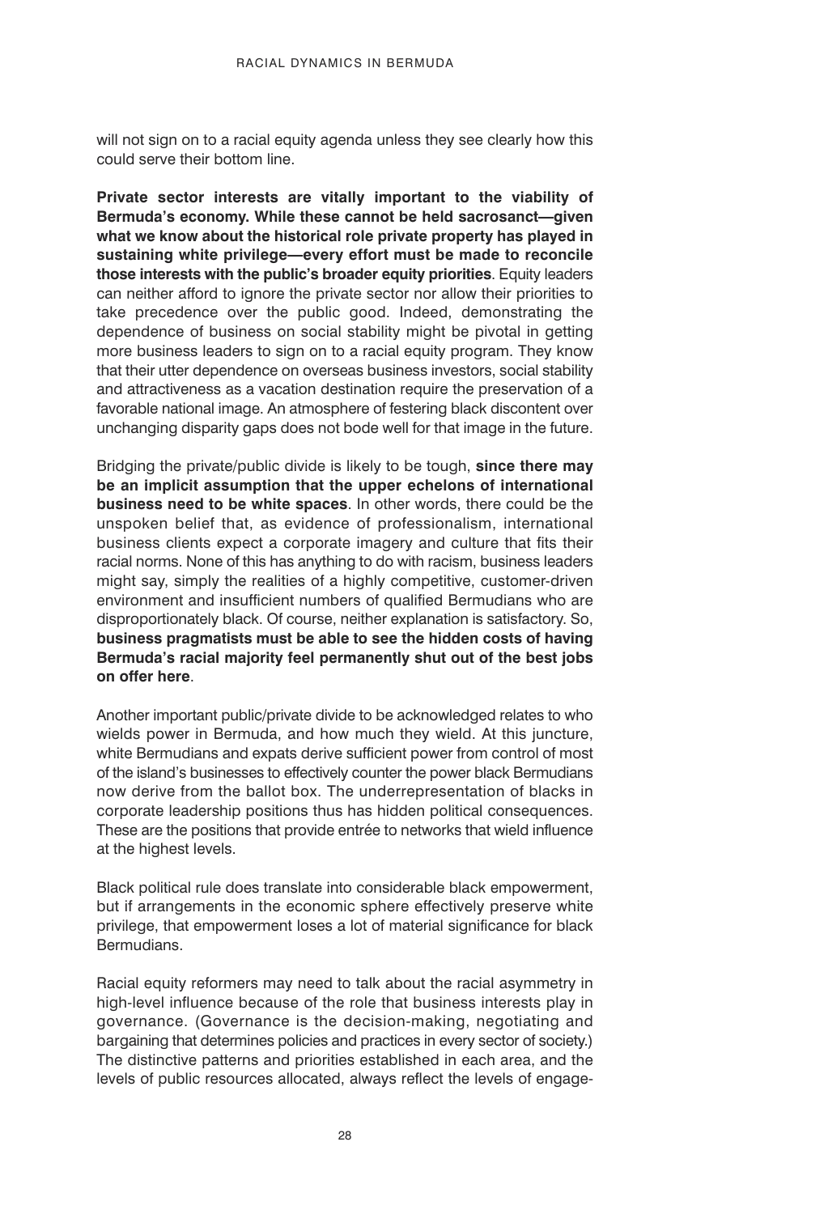will not sign on to a racial equity agenda unless they see clearly how this could serve their bottom line.

**Private sector interests are vitally important to the viability of Bermuda's economy. While these cannot be held sacrosanct—given what we know about the historical role private property has played in sustaining white privilege—every effort must be made to reconcile those interests with the public's broader equity priorities**. Equity leaders can neither afford to ignore the private sector nor allow their priorities to take precedence over the public good. Indeed, demonstrating the dependence of business on social stability might be pivotal in getting more business leaders to sign on to a racial equity program. They know that their utter dependence on overseas business investors, social stability and attractiveness as a vacation destination require the preservation of a favorable national image. An atmosphere of festering black discontent over unchanging disparity gaps does not bode well for that image in the future.

Bridging the private/public divide is likely to be tough, **since there may be an implicit assumption that the upper echelons of international business need to be white spaces**. In other words, there could be the unspoken belief that, as evidence of professionalism, international business clients expect a corporate imagery and culture that fits their racial norms. None of this has anything to do with racism, business leaders might say, simply the realities of a highly competitive, customer-driven environment and insufficient numbers of qualified Bermudians who are disproportionately black. Of course, neither explanation is satisfactory. So, **business pragmatists must be able to see the hidden costs of having Bermuda's racial majority feel permanently shut out of the best jobs on offer here**.

Another important public/private divide to be acknowledged relates to who wields power in Bermuda, and how much they wield. At this juncture, white Bermudians and expats derive sufficient power from control of most of the island's businesses to effectively counter the power black Bermudians now derive from the ballot box. The underrepresentation of blacks in corporate leadership positions thus has hidden political consequences. These are the positions that provide entrée to networks that wield influence at the highest levels.

Black political rule does translate into considerable black empowerment, but if arrangements in the economic sphere effectively preserve white privilege, that empowerment loses a lot of material significance for black Bermudians.

Racial equity reformers may need to talk about the racial asymmetry in high-level influence because of the role that business interests play in governance. (Governance is the decision-making, negotiating and bargaining that determines policies and practices in every sector of society.) The distinctive patterns and priorities established in each area, and the levels of public resources allocated, always reflect the levels of engage-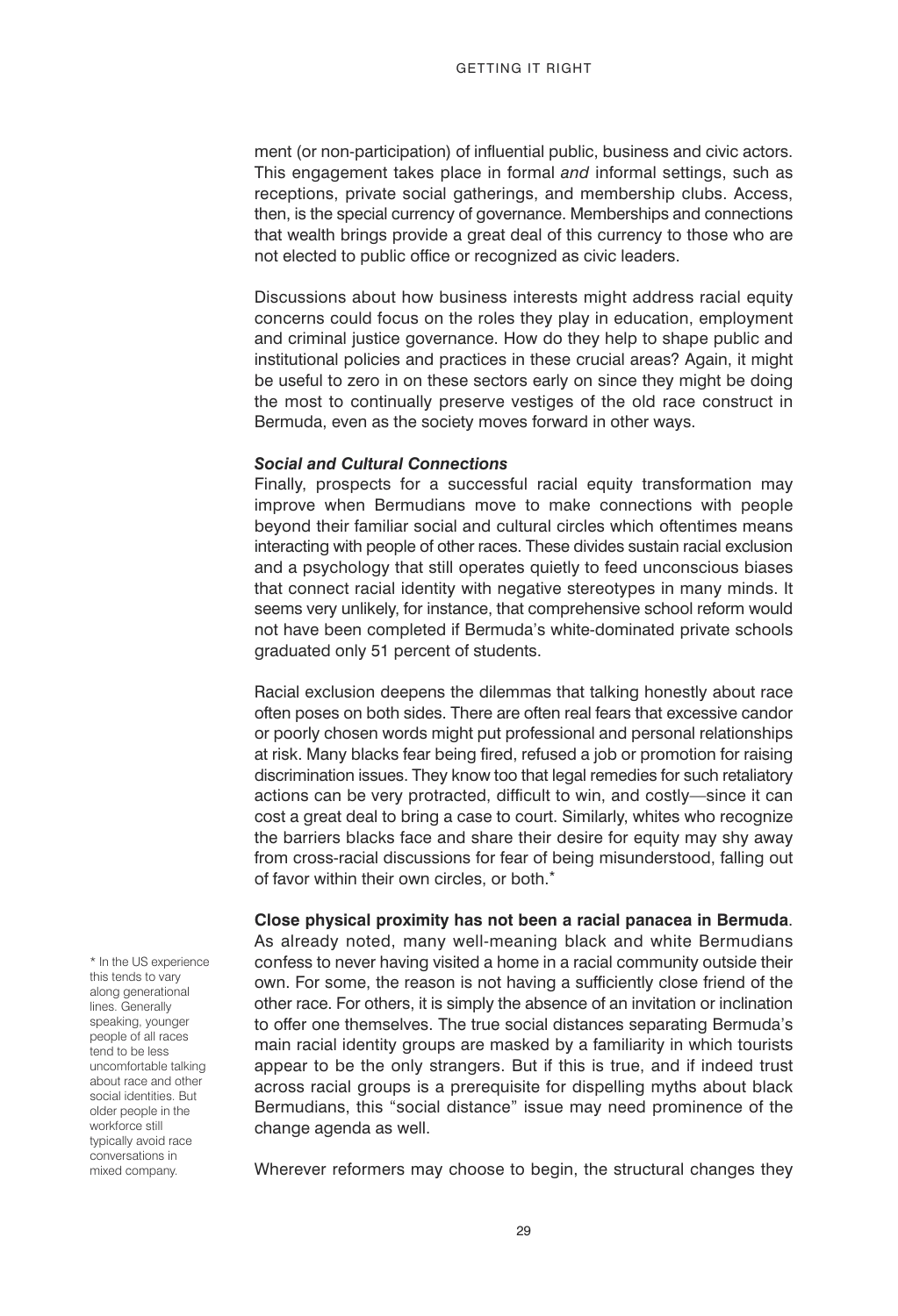ment (or non-participation) of influential public, business and civic actors. This engagement takes place in formal *and* informal settings, such as receptions, private social gatherings, and membership clubs. Access, then, is the special currency of governance. Memberships and connections that wealth brings provide a great deal of this currency to those who are not elected to public office or recognized as civic leaders.

Discussions about how business interests might address racial equity concerns could focus on the roles they play in education, employment and criminal justice governance. How do they help to shape public and institutional policies and practices in these crucial areas? Again, it might be useful to zero in on these sectors early on since they might be doing the most to continually preserve vestiges of the old race construct in Bermuda, even as the society moves forward in other ways.

### *Social and Cultural Connections*

Finally, prospects for a successful racial equity transformation may improve when Bermudians move to make connections with people beyond their familiar social and cultural circles which oftentimes means interacting with people of other races. These divides sustain racial exclusion and a psychology that still operates quietly to feed unconscious biases that connect racial identity with negative stereotypes in many minds. It seems very unlikely, for instance, that comprehensive school reform would not have been completed if Bermuda's white-dominated private schools graduated only 51 percent of students.

Racial exclusion deepens the dilemmas that talking honestly about race often poses on both sides. There are often real fears that excessive candor or poorly chosen words might put professional and personal relationships at risk. Many blacks fear being fired, refused a job or promotion for raising discrimination issues. They know too that legal remedies for such retaliatory actions can be very protracted, difficult to win, and costly—since it can cost a great deal to bring a case to court. Similarly, whites who recognize the barriers blacks face and share their desire for equity may shy away from cross-racial discussions for fear of being misunderstood, falling out of favor within their own circles, or both.*

**Close physical proximity has not been a racial panacea in Bermuda**. As already noted, many well-meaning black and white Bermudians confess to never having visited a home in a racial community outside their own. For some, the reason is not having a sufficiently close friend of the other race. For others, it is simply the absence of an invitation or inclination to offer one themselves. The true social distances separating Bermuda's main racial identity groups are masked by a familiarity in which tourists appear to be the only strangers. But if this is true, and if indeed trust across racial groups is a prerequisite for dispelling myths about black Bermudians, this "social distance" issue may need prominence of the change agenda as well.

Wherever reformers may choose to begin, the structural changes they

* In the US experience this tends to vary along generational lines. Generally speaking, younger people of all races tend to be less uncomfortable talking about race and other social identities. But older people in the workforce still typically avoid race conversations in mixed company.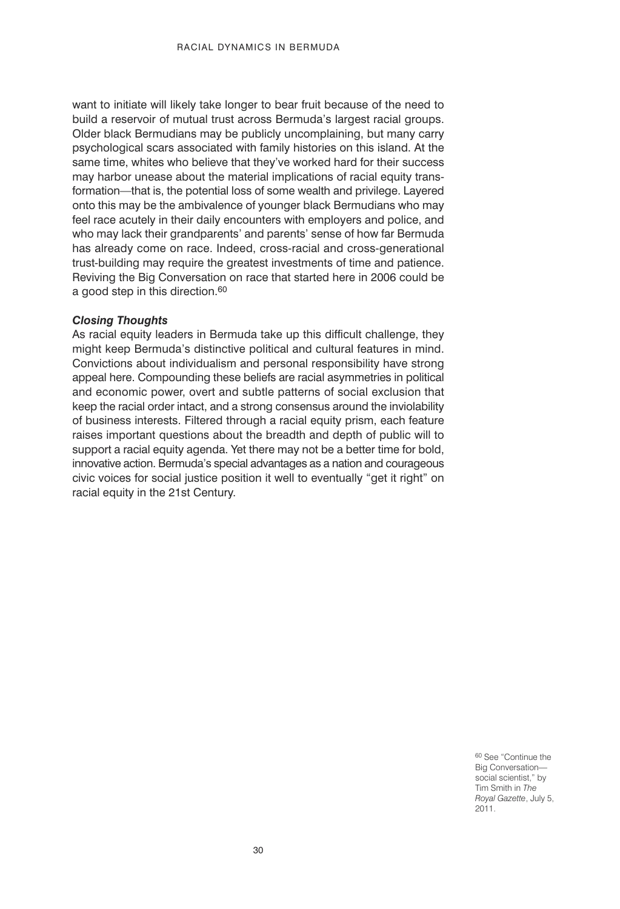want to initiate will likely take longer to bear fruit because of the need to build a reservoir of mutual trust across Bermuda's largest racial groups. Older black Bermudians may be publicly uncomplaining, but many carry psychological scars associated with family histories on this island. At the same time, whites who believe that they've worked hard for their success may harbor unease about the material implications of racial equity transformation—that is, the potential loss of some wealth and privilege. Layered onto this may be the ambivalence of younger black Bermudians who may feel race acutely in their daily encounters with employers and police, and who may lack their grandparents' and parents' sense of how far Bermuda has already come on race. Indeed, cross-racial and cross-generational trust-building may require the greatest investments of time and patience. Reviving the Big Conversation on race that started here in 2006 could be a good step in this direction.[60]

***Closing Thoughts***

As racial equity leaders in Bermuda take up this difficult challenge, they might keep Bermuda's distinctive political and cultural features in mind. Convictions about individualism and personal responsibility have strong appeal here. Compounding these beliefs are racial asymmetries in political and economic power, overt and subtle patterns of social exclusion that keep the racial order intact, and a strong consensus around the inviolability of business interests. Filtered through a racial equity prism, each feature raises important questions about the breadth and depth of public will to support a racial equity agenda. Yet there may not be a better time for bold, innovative action. Bermuda's special advantages as a nation and courageous civic voices for social justice position it well to eventually "get it right" on racial equity in the 21st Century.

[60] See "Continue the Big Conversation—social scientist," by Tim Smith in *The Royal Gazette*, July 5, 2011.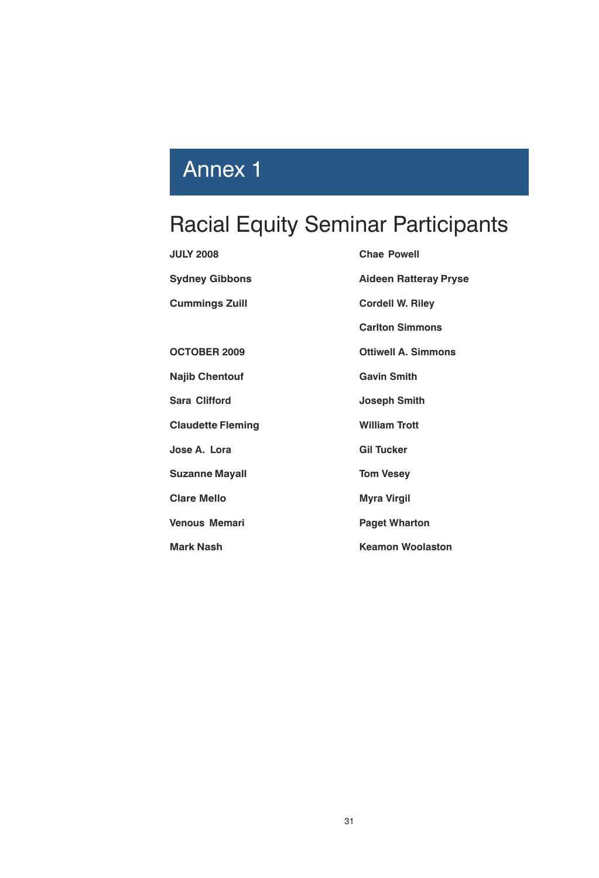# Annex 1

## Racial Equity Seminar Participants

**JULY 2008**

**Sydney Gibbons**

**Cummings Zuill**

**OCTOBER 2009**

**Najib Chentouf**

**Sara Clifford**

**Claudette Fleming**

**Jose A. Lora**

**Suzanne Mayall**

**Clare Mello**

**Venous Memari**

**Mark Nash**

**Chae Powell**

**Aideen Ratteray Pryse**

**Cordell W. Riley**

**Carlton Simmons**

**Ottiwell A. Simmons**

**Gavin Smith**

**Joseph Smith**

**William Trott**

**Gil Tucker**

**Tom Vesey**

**Myra Virgil**

**Paget Wharton**

**Keamon Woolaston**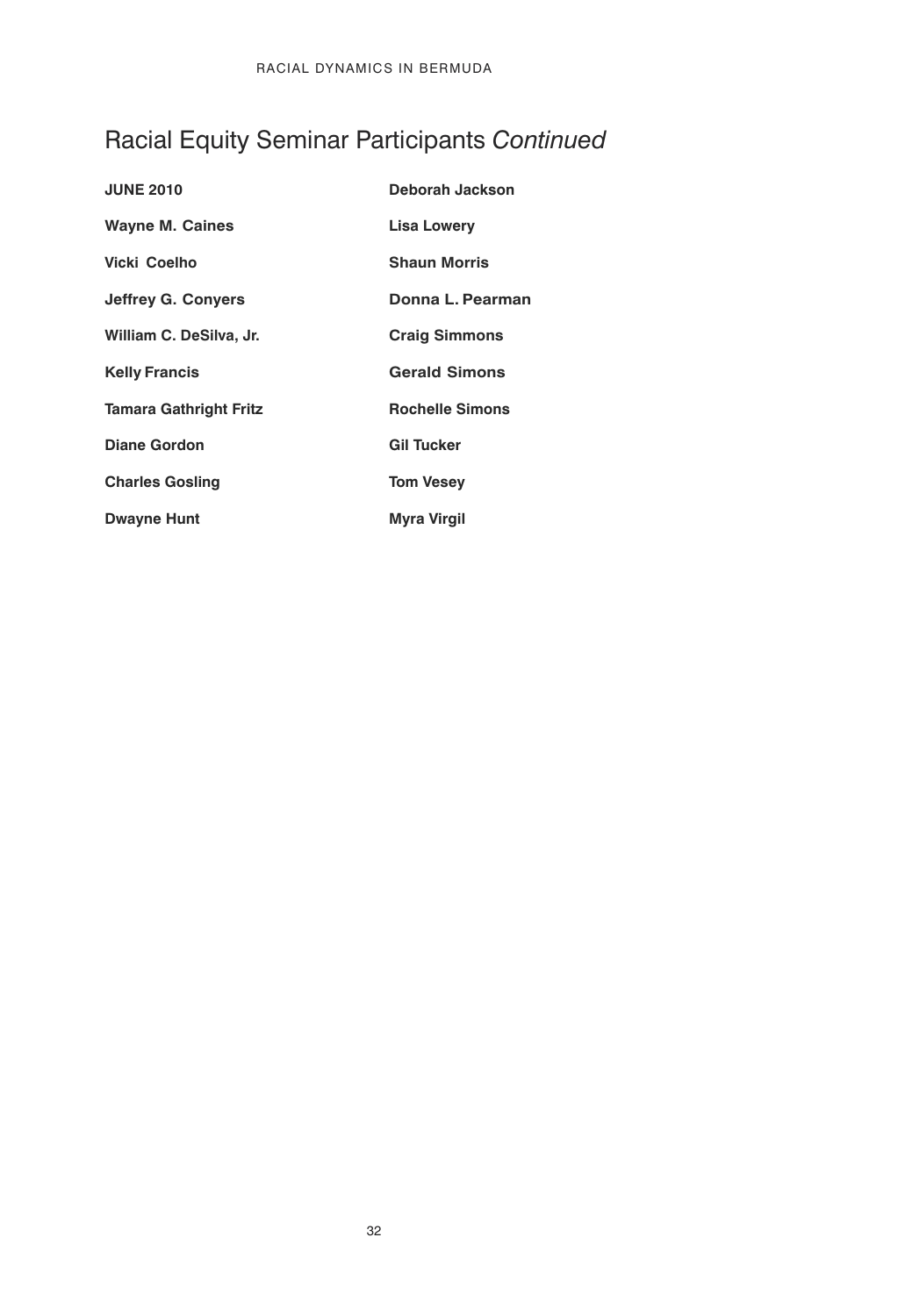# Racial Equity Seminar Participants *Continued*

**JUNE 2010**

**Wayne M. Caines**

**Vicki Coelho**

**Jeffrey G. Conyers**

**William C. DeSilva, Jr.**

**Kelly Francis**

**Tamara Gathright Fritz**

**Diane Gordon**

**Charles Gosling**

**Dwayne Hunt**

**Deborah Jackson**

**Lisa Lowery**

**Shaun Morris**

**Donna L. Pearman**

**Craig Simmons**

**Gerald Simons**

**Rochelle Simons**

**Gil Tucker**

**Tom Vesey**

**Myra Virgil**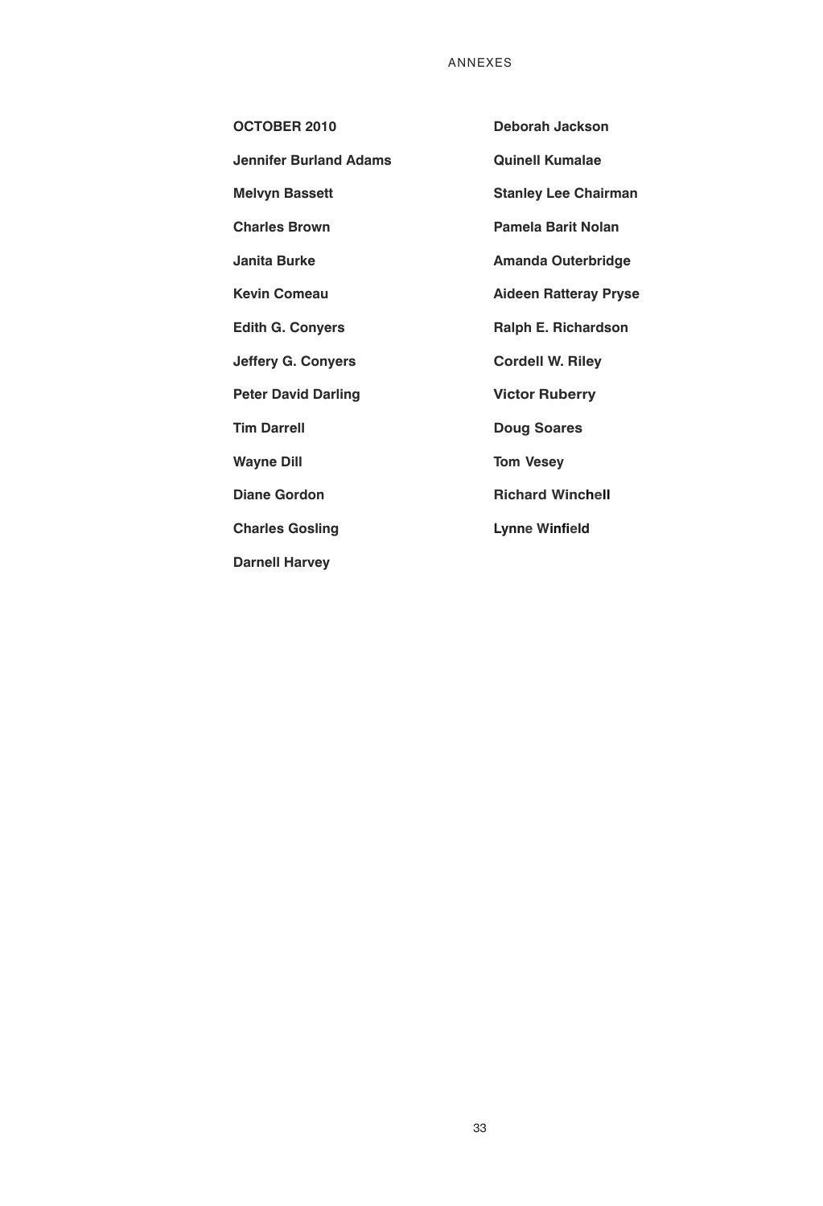**OCTOBER 2010**

**Jennifer Burland Adams**

**Melvyn Bassett**

**Charles Brown**

**Janita Burke**

**Kevin Comeau**

**Edith G. Conyers**

**Jeffery G. Conyers**

**Peter David Darling**

**Tim Darrell**

**Wayne Dill**

**Diane Gordon**

**Charles Gosling**

**Darnell Harvey**

**Deborah Jackson**

**Quinell Kumalae**

**Stanley Lee Chairman**

**Pamela Barit Nolan**

**Amanda Outerbridge**

**Aideen Ratteray Pryse**

**Ralph E. Richardson**

**Cordell W. Riley**

**Victor Ruberry**

**Doug Soares**

**Tom Vesey**

**Richard Winchell**

**Lynne Winfield**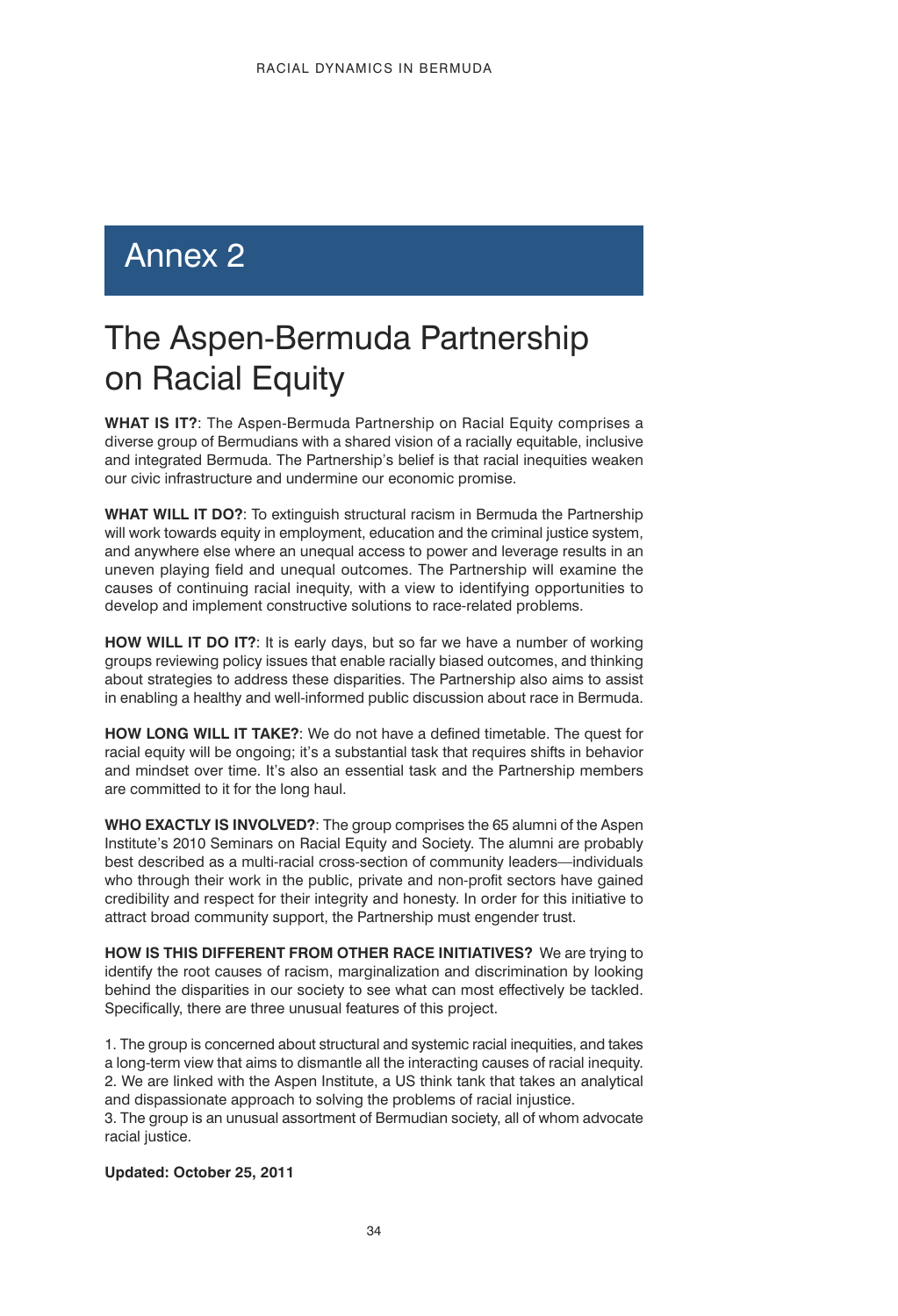# Annex 2

## The Aspen-Bermuda Partnership on Racial Equity

**WHAT IS IT?**: The Aspen-Bermuda Partnership on Racial Equity comprises a diverse group of Bermudians with a shared vision of a racially equitable, inclusive and integrated Bermuda. The Partnership's belief is that racial inequities weaken our civic infrastructure and undermine our economic promise.

**WHAT WILL IT DO?**: To extinguish structural racism in Bermuda the Partnership will work towards equity in employment, education and the criminal justice system, and anywhere else where an unequal access to power and leverage results in an uneven playing field and unequal outcomes. The Partnership will examine the causes of continuing racial inequity, with a view to identifying opportunities to develop and implement constructive solutions to race-related problems.

**HOW WILL IT DO IT?**: It is early days, but so far we have a number of working groups reviewing policy issues that enable racially biased outcomes, and thinking about strategies to address these disparities. The Partnership also aims to assist in enabling a healthy and well-informed public discussion about race in Bermuda.

**HOW LONG WILL IT TAKE?**: We do not have a defined timetable. The quest for racial equity will be ongoing; it's a substantial task that requires shifts in behavior and mindset over time. It's also an essential task and the Partnership members are committed to it for the long haul.

**WHO EXACTLY IS INVOLVED?**: The group comprises the 65 alumni of the Aspen Institute's 2010 Seminars on Racial Equity and Society. The alumni are probably best described as a multi-racial cross-section of community leaders—individuals who through their work in the public, private and non-profit sectors have gained credibility and respect for their integrity and honesty. In order for this initiative to attract broad community support, the Partnership must engender trust.

**HOW IS THIS DIFFERENT FROM OTHER RACE INITIATIVES?** We are trying to identify the root causes of racism, marginalization and discrimination by looking behind the disparities in our society to see what can most effectively be tackled. Specifically, there are three unusual features of this project.

1. The group is concerned about structural and systemic racial inequities, and takes a long-term view that aims to dismantle all the interacting causes of racial inequity.
2. We are linked with the Aspen Institute, a US think tank that takes an analytical and dispassionate approach to solving the problems of racial injustice.
3. The group is an unusual assortment of Bermudian society, all of whom advocate racial justice.

**Updated: October 25, 2011**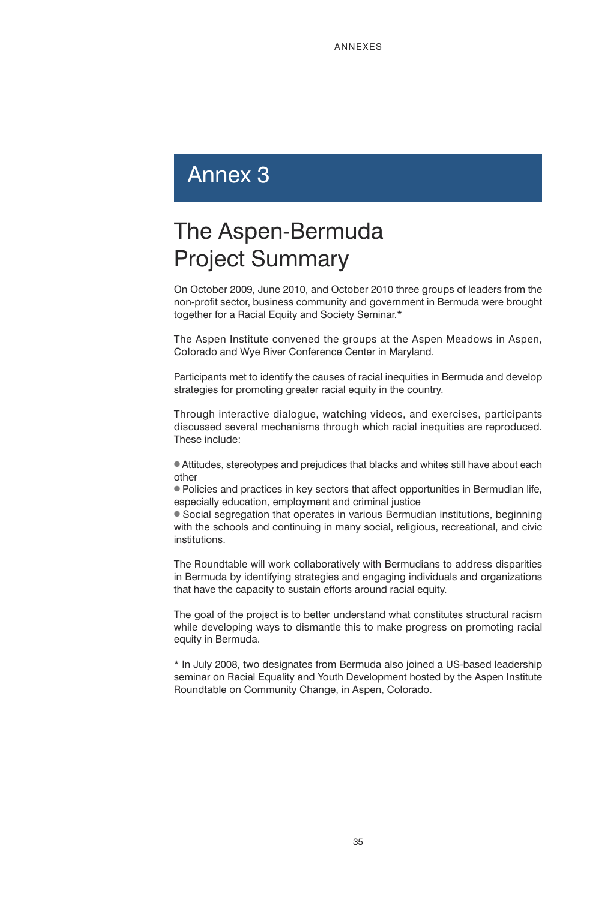# Annex 3

## The Aspen-Bermuda Project Summary

On October 2009, June 2010, and October 2010 three groups of leaders from the non-profit sector, business community and government in Bermuda were brought together for a Racial Equity and Society Seminar.*

The Aspen Institute convened the groups at the Aspen Meadows in Aspen, Colorado and Wye River Conference Center in Maryland.

Participants met to identify the causes of racial inequities in Bermuda and develop strategies for promoting greater racial equity in the country.

Through interactive dialogue, watching videos, and exercises, participants discussed several mechanisms through which racial inequities are reproduced. These include:

- Attitudes, stereotypes and prejudices that blacks and whites still have about each other
- Policies and practices in key sectors that affect opportunities in Bermudian life, especially education, employment and criminal justice
- Social segregation that operates in various Bermudian institutions, beginning with the schools and continuing in many social, religious, recreational, and civic institutions.

The Roundtable will work collaboratively with Bermudians to address disparities in Bermuda by identifying strategies and engaging individuals and organizations that have the capacity to sustain efforts around racial equity.

The goal of the project is to better understand what constitutes structural racism while developing ways to dismantle this to make progress on promoting racial equity in Bermuda.

* In July 2008, two designates from Bermuda also joined a US-based leadership seminar on Racial Equality and Youth Development hosted by the Aspen Institute Roundtable on Community Change, in Aspen, Colorado.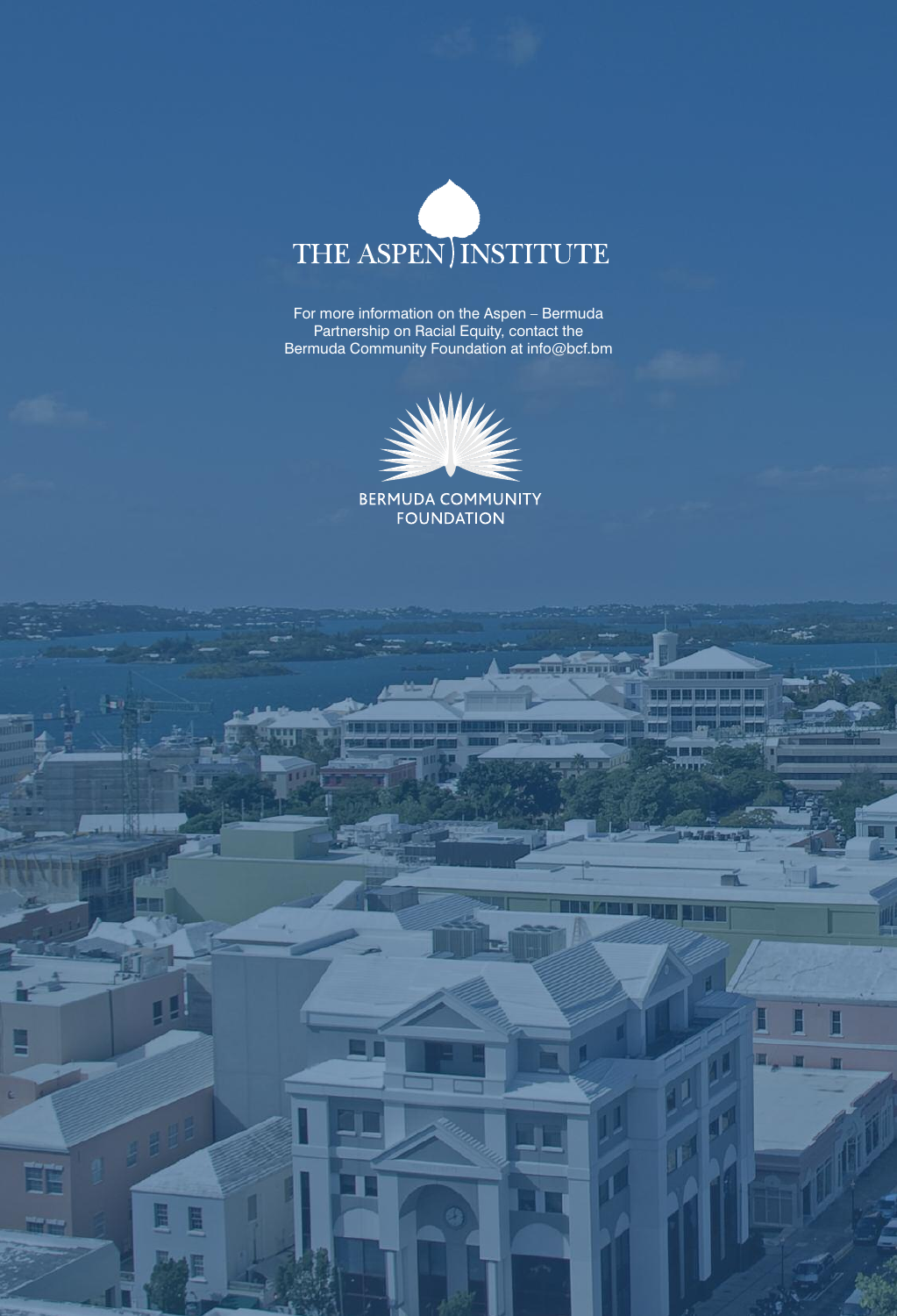THE ASPEN INSTITUTE

For more information on the Aspen – Bermuda Partnership on Racial Equity, contact the Bermuda Community Foundation at info@bcf.bm

BERMUDA COMMUNITY FOUNDATION